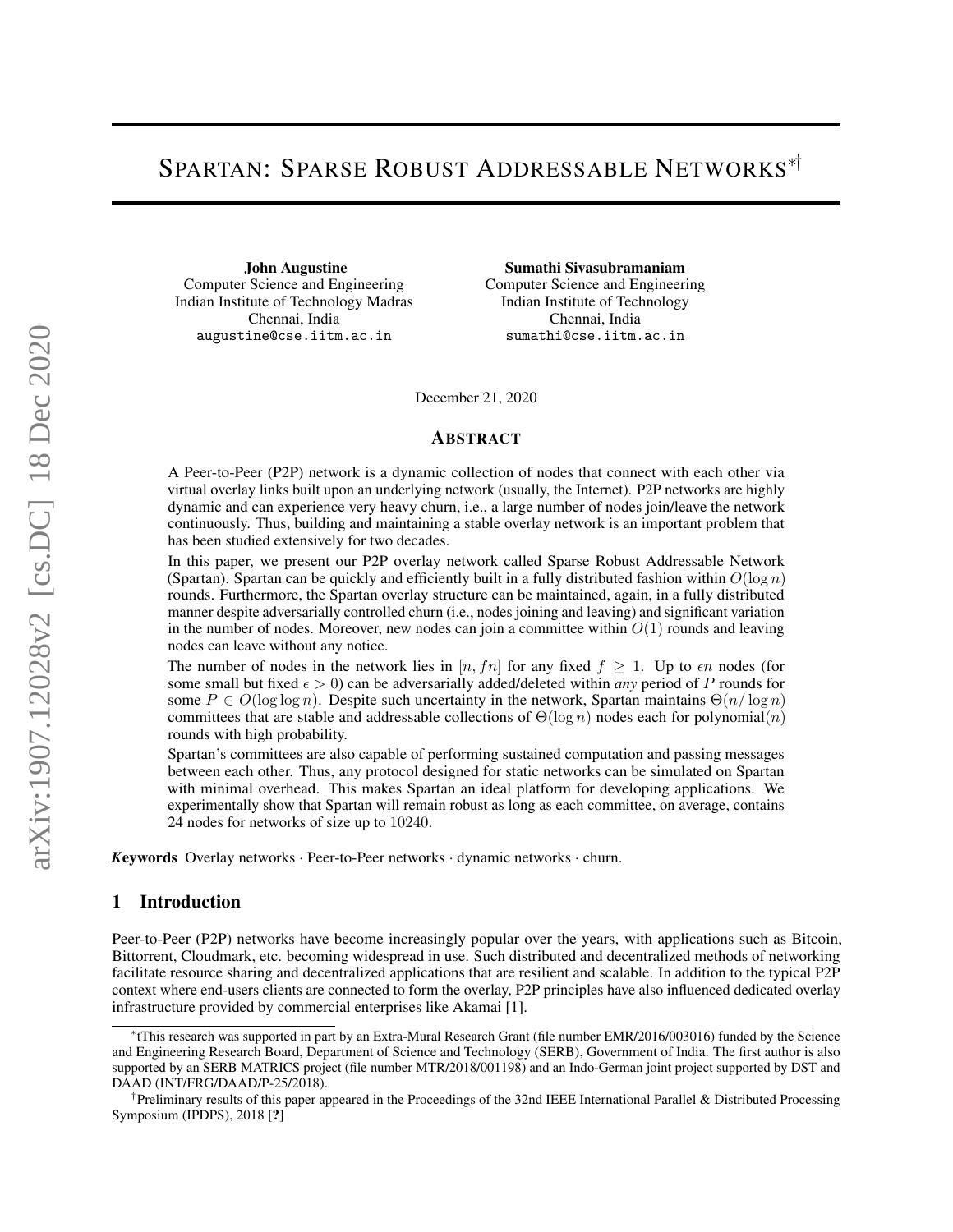# SPARTAN: SPARSE ROBUST ADDRESSABLE NETWORKS*†

**John Augustine**
Computer Science and Engineering
Indian Institute of Technology Madras
Chennai, India
augustine@cse.iitm.ac.in

**Sumathi Sivasubramaniam**
Computer Science and Engineering
Indian Institute of Technology
Chennai, India
sumathi@cse.iitm.ac.in

December 21, 2020

## ABSTRACT

A Peer-to-Peer (P2P) network is a dynamic collection of nodes that connect with each other via virtual overlay links built upon an underlying network (usually, the Internet). P2P networks are highly dynamic and can experience very heavy churn, i.e., a large number of nodes join/leave the network continuously. Thus, building and maintaining a stable overlay network is an important problem that has been studied extensively for two decades.

In this paper, we present our P2P overlay network called Sparse Robust Addressable Network (Spartan). Spartan can be quickly and efficiently built in a fully distributed fashion within $O(\log n)$ rounds. Furthermore, the Spartan overlay structure can be maintained, again, in a fully distributed manner despite adversarially controlled churn (i.e., nodes joining and leaving) and significant variation in the number of nodes. Moreover, new nodes can join a committee within $O(1)$ rounds and leaving nodes can leave without any notice.

The number of nodes in the network lies in $[n, fn]$ for any fixed $f \geq 1$. Up to $\epsilon n$ nodes (for some small but fixed $\epsilon > 0$) can be adversarially added/deleted within *any* period of $P$ rounds for some $P \in O(\log \log n)$. Despite such uncertainty in the network, Spartan maintains $\Theta(n/\log n)$ committees that are stable and addressable collections of $\Theta(\log n)$ nodes each for polynomial$(n)$ rounds with high probability.

Spartan's committees are also capable of performing sustained computation and passing messages between each other. Thus, any protocol designed for static networks can be simulated on Spartan with minimal overhead. This makes Spartan an ideal platform for developing applications. We experimentally show that Spartan will remain robust as long as each committee, on average, contains 24 nodes for networks of size up to $10240$.

***Keywords*** Overlay networks · Peer-to-Peer networks · dynamic networks · churn.

## 1 Introduction

Peer-to-Peer (P2P) networks have become increasingly popular over the years, with applications such as Bitcoin, Bittorrent, Cloudmark, etc. becoming widespread in use. Such distributed and decentralized methods of networking facilitate resource sharing and decentralized applications that are resilient and scalable. In addition to the typical P2P context where end-users clients are connected to form the overlay, P2P principles have also influenced dedicated overlay infrastructure provided by commercial enterprises like Akamai [1].

---

*tThis research was supported in part by an Extra-Mural Research Grant (file number EMR/2016/003016) funded by the Science and Engineering Research Board, Department of Science and Technology (SERB), Government of India. The first author is also supported by an SERB MATRICS project (file number MTR/2018/001198) and an Indo-German joint project supported by DST and DAAD (INT/FRG/DAAD/P-25/2018).

†Preliminary results of this paper appeared in the Proceedings of the 32nd IEEE International Parallel & Distributed Processing Symposium (IPDPS), 2018 [?]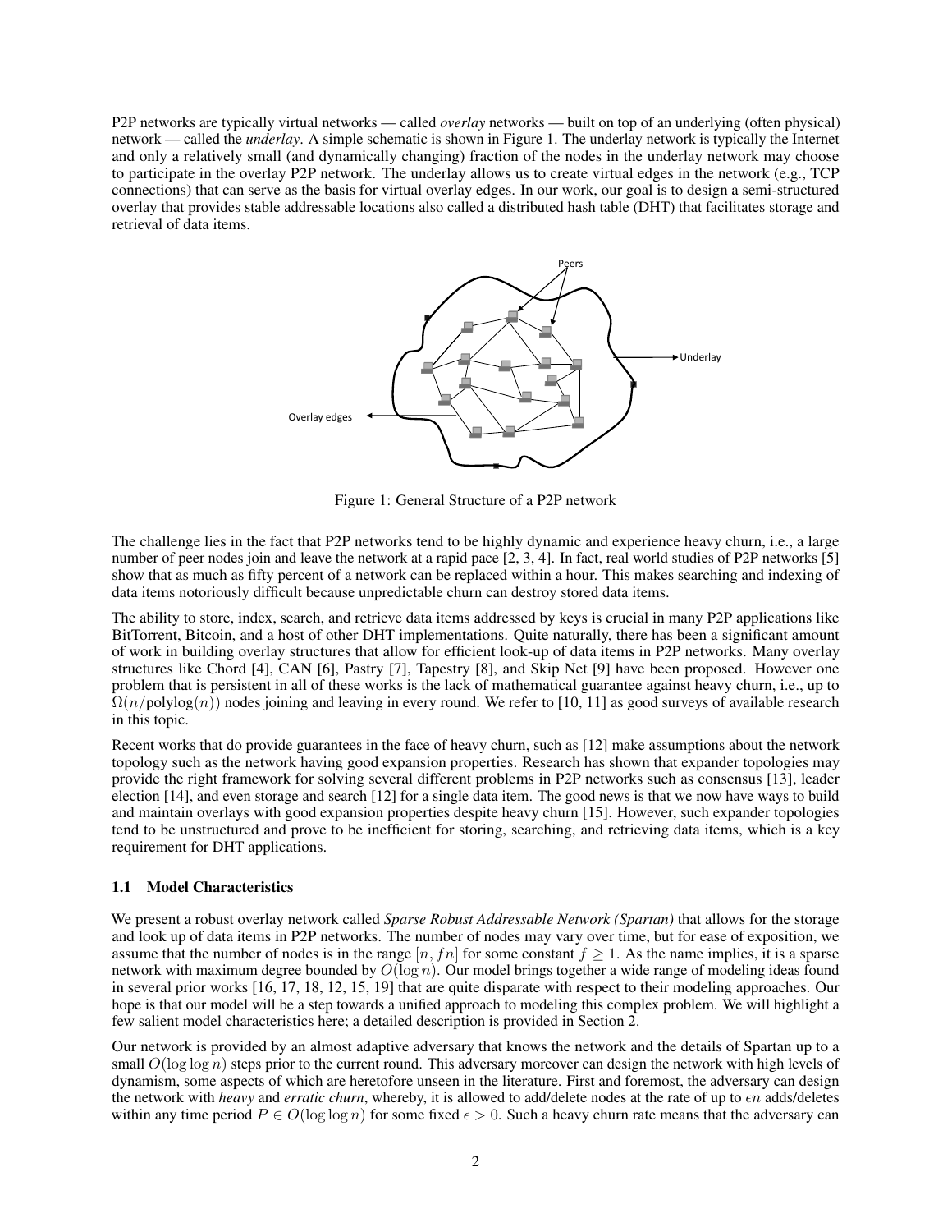P2P networks are typically virtual networks — called *overlay* networks — built on top of an underlying (often physical) network — called the *underlay*. A simple schematic is shown in Figure 1. The underlay network is typically the Internet and only a relatively small (and dynamically changing) fraction of the nodes in the underlay network may choose to participate in the overlay P2P network. The underlay allows us to create virtual edges in the network (e.g., TCP connections) that can serve as the basis for virtual overlay edges. In our work, our goal is to design a semi-structured overlay that provides stable addressable locations also called a distributed hash table (DHT) that facilitates storage and retrieval of data items.

Figure 1: General Structure of a P2P network

The challenge lies in the fact that P2P networks tend to be highly dynamic and experience heavy churn, i.e., a large number of peer nodes join and leave the network at a rapid pace [2, 3, 4]. In fact, real world studies of P2P networks [5] show that as much as fifty percent of a network can be replaced within a hour. This makes searching and indexing of data items notoriously difficult because unpredictable churn can destroy stored data items.

The ability to store, index, search, and retrieve data items addressed by keys is crucial in many P2P applications like BitTorrent, Bitcoin, and a host of other DHT implementations. Quite naturally, there has been a significant amount of work in building overlay structures that allow for efficient look-up of data items in P2P networks. Many overlay structures like Chord [4], CAN [6], Pastry [7], Tapestry [8], and Skip Net [9] have been proposed. However one problem that is persistent in all of these works is the lack of mathematical guarantee against heavy churn, i.e., up to $\Omega(n/\text{polylog}(n))$ nodes joining and leaving in every round. We refer to [10, 11] as good surveys of available research in this topic.

Recent works that do provide guarantees in the face of heavy churn, such as [12] make assumptions about the network topology such as the network having good expansion properties. Research has shown that expander topologies may provide the right framework for solving several different problems in P2P networks such as consensus [13], leader election [14], and even storage and search [12] for a single data item. The good news is that we now have ways to build and maintain overlays with good expansion properties despite heavy churn [15]. However, such expander topologies tend to be unstructured and prove to be inefficient for storing, searching, and retrieving data items, which is a key requirement for DHT applications.

### 1.1 Model Characteristics

We present a robust overlay network called *Sparse Robust Addressable Network (Spartan)* that allows for the storage and look up of data items in P2P networks. The number of nodes may vary over time, but for ease of exposition, we assume that the number of nodes is in the range $[n, fn]$ for some constant $f \geq 1$. As the name implies, it is a sparse network with maximum degree bounded by $O(\log n)$. Our model brings together a wide range of modeling ideas found in several prior works [16, 17, 18, 12, 15, 19] that are quite disparate with respect to their modeling approaches. Our hope is that our model will be a step towards a unified approach to modeling this complex problem. We will highlight a few salient model characteristics here; a detailed description is provided in Section 2.

Our network is provided by an almost adaptive adversary that knows the network and the details of Spartan up to a small $O(\log \log n)$ steps prior to the current round. This adversary moreover can design the network with high levels of dynamism, some aspects of which are heretofore unseen in the literature. First and foremost, the adversary can design the network with *heavy* and *erratic churn*, whereby, it is allowed to add/delete nodes at the rate of up to $\epsilon n$ adds/deletes within any time period $P \in O(\log \log n)$ for some fixed $\epsilon > 0$. Such a heavy churn rate means that the adversary can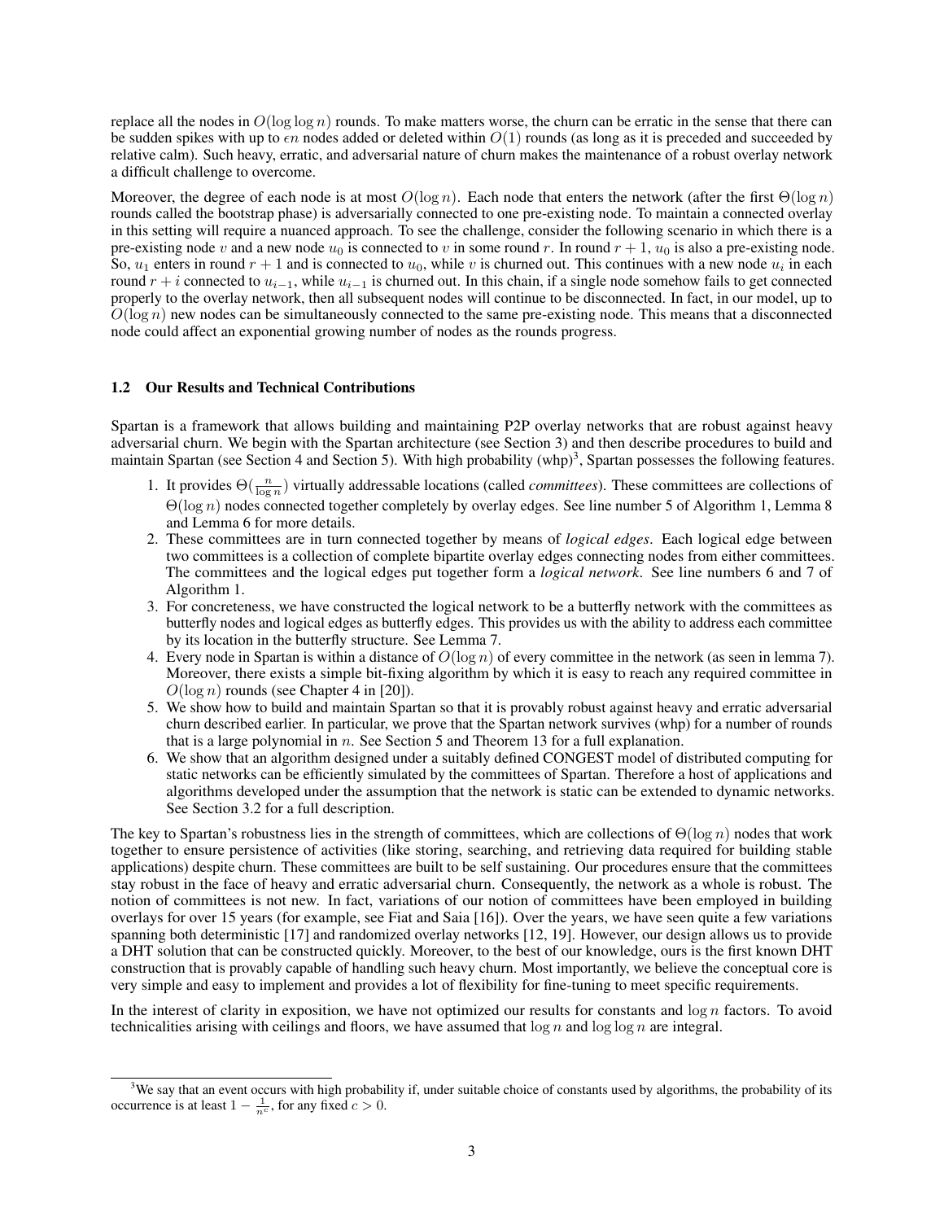replace all the nodes in $O(\log \log n)$ rounds. To make matters worse, the churn can be erratic in the sense that there can be sudden spikes with up to $\epsilon n$ nodes added or deleted within $O(1)$ rounds (as long as it is preceded and succeeded by relative calm). Such heavy, erratic, and adversarial nature of churn makes the maintenance of a robust overlay network a difficult challenge to overcome.

Moreover, the degree of each node is at most $O(\log n)$. Each node that enters the network (after the first $\Theta(\log n)$ rounds called the bootstrap phase) is adversarially connected to one pre-existing node. To maintain a connected overlay in this setting will require a nuanced approach. To see the challenge, consider the following scenario in which there is a pre-existing node $v$ and a new node $u_0$ is connected to $v$ in some round $r$. In round $r+1$, $u_0$ is also a pre-existing node. So, $u_1$ enters in round $r+1$ and is connected to $u_0$, while $v$ is churned out. This continues with a new node $u_i$ in each round $r+i$ connected to $u_{i-1}$, while $u_{i-1}$ is churned out. In this chain, if a single node somehow fails to get connected properly to the overlay network, then all subsequent nodes will continue to be disconnected. In fact, in our model, up to $O(\log n)$ new nodes can be simultaneously connected to the same pre-existing node. This means that a disconnected node could affect an exponential growing number of nodes as the rounds progress.

### 1.2 Our Results and Technical Contributions

Spartan is a framework that allows building and maintaining P2P overlay networks that are robust against heavy adversarial churn. We begin with the Spartan architecture (see Section 3) and then describe procedures to build and maintain Spartan (see Section 4 and Section 5). With high probability (whp)[3], Spartan possesses the following features.

1. It provides $\Theta(\frac{n}{\log n})$ virtually addressable locations (called *committees*). These committees are collections of $\Theta(\log n)$ nodes connected together completely by overlay edges. See line number 5 of Algorithm 1, Lemma 8 and Lemma 6 for more details.
2. These committees are in turn connected together by means of *logical edges*. Each logical edge between two committees is a collection of complete bipartite overlay edges connecting nodes from either committees. The committees and the logical edges put together form a *logical network*. See line numbers 6 and 7 of Algorithm 1.
3. For concreteness, we have constructed the logical network to be a butterfly network with the committees as butterfly nodes and logical edges as butterfly edges. This provides us with the ability to address each committee by its location in the butterfly structure. See Lemma 7.
4. Every node in Spartan is within a distance of $O(\log n)$ of every committee in the network (as seen in lemma 7). Moreover, there exists a simple bit-fixing algorithm by which it is easy to reach any required committee in $O(\log n)$ rounds (see Chapter 4 in [20]).
5. We show how to build and maintain Spartan so that it is provably robust against heavy and erratic adversarial churn described earlier. In particular, we prove that the Spartan network survives (whp) for a number of rounds that is a large polynomial in $n$. See Section 5 and Theorem 13 for a full explanation.
6. We show that an algorithm designed under a suitably defined CONGEST model of distributed computing for static networks can be efficiently simulated by the committees of Spartan. Therefore a host of applications and algorithms developed under the assumption that the network is static can be extended to dynamic networks. See Section 3.2 for a full description.

The key to Spartan's robustness lies in the strength of committees, which are collections of $\Theta(\log n)$ nodes that work together to ensure persistence of activities (like storing, searching, and retrieving data required for building stable applications) despite churn. These committees are built to be self sustaining. Our procedures ensure that the committees stay robust in the face of heavy and erratic adversarial churn. Consequently, the network as a whole is robust. The notion of committees is not new. In fact, variations of our notion of committees have been employed in building overlays for over 15 years (for example, see Fiat and Saia [16]). Over the years, we have seen quite a few variations spanning both deterministic [17] and randomized overlay networks [12, 19]. However, our design allows us to provide a DHT solution that can be constructed quickly. Moreover, to the best of our knowledge, ours is the first known DHT construction that is provably capable of handling such heavy churn. Most importantly, we believe the conceptual core is very simple and easy to implement and provides a lot of flexibility for fine-tuning to meet specific requirements.

In the interest of clarity in exposition, we have not optimized our results for constants and $\log n$ factors. To avoid technicalities arising with ceilings and floors, we have assumed that $\log n$ and $\log \log n$ are integral.

[3] We say that an event occurs with high probability if, under suitable choice of constants used by algorithms, the probability of its occurrence is at least $1 - \frac{1}{n^c}$, for any fixed $c > 0$.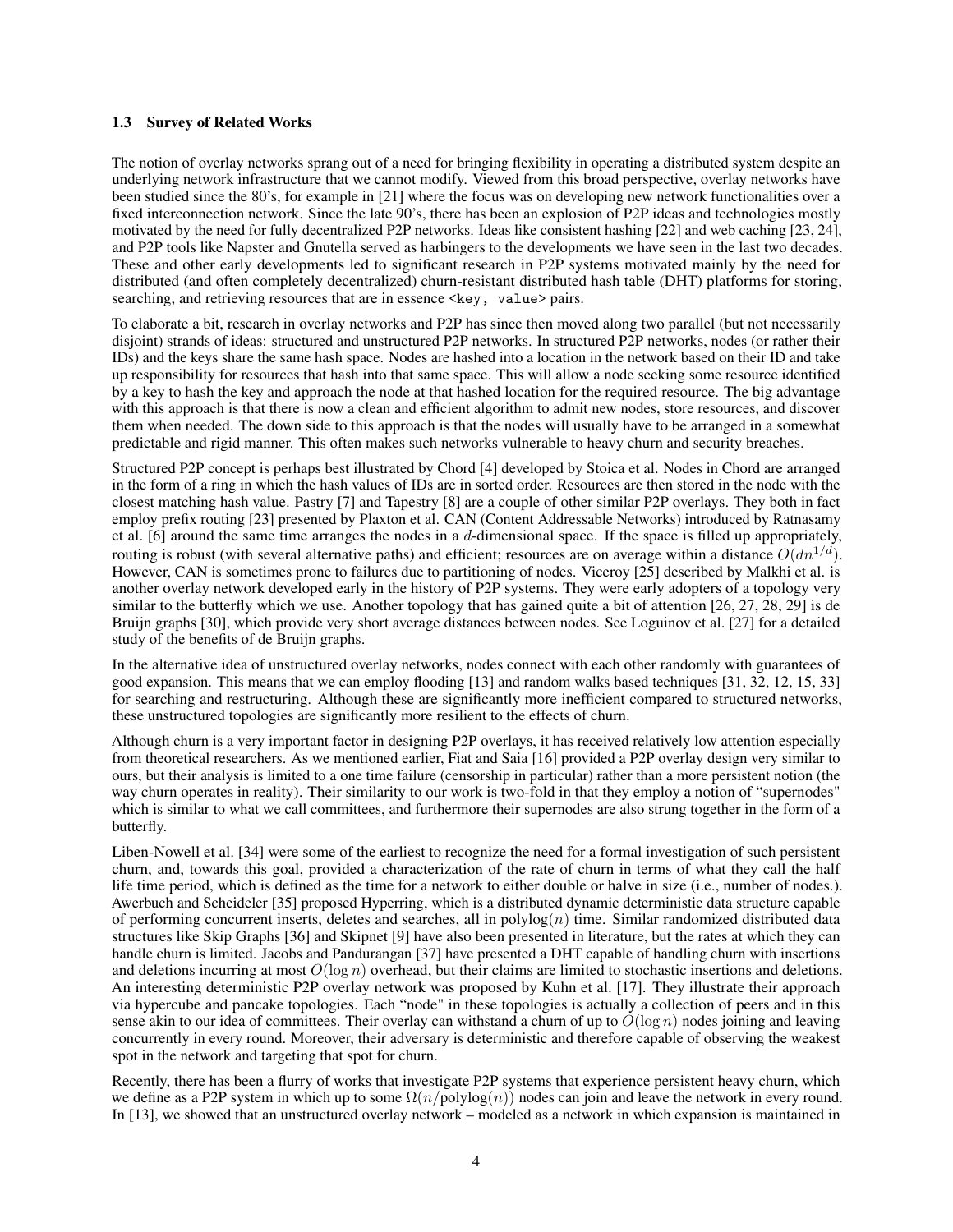### 1.3 Survey of Related Works

The notion of overlay networks sprang out of a need for bringing flexibility in operating a distributed system despite an underlying network infrastructure that we cannot modify. Viewed from this broad perspective, overlay networks have been studied since the 80's, for example in [21] where the focus was on developing new network functionalities over a fixed interconnection network. Since the late 90's, there has been an explosion of P2P ideas and technologies mostly motivated by the need for fully decentralized P2P networks. Ideas like consistent hashing [22] and web caching [23, 24], and P2P tools like Napster and Gnutella served as harbingers to the developments we have seen in the last two decades. These and other early developments led to significant research in P2P systems motivated mainly by the need for distributed (and often completely decentralized) churn-resistant distributed hash table (DHT) platforms for storing, searching, and retrieving resources that are in essence `<key, value>` pairs.

To elaborate a bit, research in overlay networks and P2P has since then moved along two parallel (but not necessarily disjoint) strands of ideas: structured and unstructured P2P networks. In structured P2P networks, nodes (or rather their IDs) and the keys share the same hash space. Nodes are hashed into a location in the network based on their ID and take up responsibility for resources that hash into that same space. This will allow a node seeking some resource identified by a key to hash the key and approach the node at that hashed location for the required resource. The big advantage with this approach is that there is now a clean and efficient algorithm to admit new nodes, store resources, and discover them when needed. The down side to this approach is that the nodes will usually have to be arranged in a somewhat predictable and rigid manner. This often makes such networks vulnerable to heavy churn and security breaches.

Structured P2P concept is perhaps best illustrated by Chord [4] developed by Stoica et al. Nodes in Chord are arranged in the form of a ring in which the hash values of IDs are in sorted order. Resources are then stored in the node with the closest matching hash value. Pastry [7] and Tapestry [8] are a couple of other similar P2P overlays. They both in fact employ prefix routing [23] presented by Plaxton et al. CAN (Content Addressable Networks) introduced by Ratnasamy et al. [6] around the same time arranges the nodes in a $d$-dimensional space. If the space is filled up appropriately, routing is robust (with several alternative paths) and efficient; resources are on average within a distance $O(dn^{1/d})$. However, CAN is sometimes prone to failures due to partitioning of nodes. Viceroy [25] described by Malkhi et al. is another overlay network developed early in the history of P2P systems. They were early adopters of a topology very similar to the butterfly which we use. Another topology that has gained quite a bit of attention [26, 27, 28, 29] is de Bruijn graphs [30], which provide very short average distances between nodes. See Loguinov et al. [27] for a detailed study of the benefits of de Bruijn graphs.

In the alternative idea of unstructured overlay networks, nodes connect with each other randomly with guarantees of good expansion. This means that we can employ flooding [13] and random walks based techniques [31, 32, 12, 15, 33] for searching and restructuring. Although these are significantly more inefficient compared to structured networks, these unstructured topologies are significantly more resilient to the effects of churn.

Although churn is a very important factor in designing P2P overlays, it has received relatively low attention especially from theoretical researchers. As we mentioned earlier, Fiat and Saia [16] provided a P2P overlay design very similar to ours, but their analysis is limited to a one time failure (censorship in particular) rather than a more persistent notion (the way churn operates in reality). Their similarity to our work is two-fold in that they employ a notion of "supernodes" which is similar to what we call committees, and furthermore their supernodes are also strung together in the form of a butterfly.

Liben-Nowell et al. [34] were some of the earliest to recognize the need for a formal investigation of such persistent churn, and, towards this goal, provided a characterization of the rate of churn in terms of what they call the half life time period, which is defined as the time for a network to either double or halve in size (i.e., number of nodes.). Awerbuch and Scheideler [35] proposed Hyperring, which is a distributed dynamic deterministic data structure capable of performing concurrent inserts, deletes and searches, all in $\text{polylog}(n)$ time. Similar randomized distributed data structures like Skip Graphs [36] and Skipnet [9] have also been presented in literature, but the rates at which they can handle churn is limited. Jacobs and Pandurangan [37] have presented a DHT capable of handling churn with insertions and deletions incurring at most $O(\log n)$ overhead, but their claims are limited to stochastic insertions and deletions. An interesting deterministic P2P overlay network was proposed by Kuhn et al. [17]. They illustrate their approach via hypercube and pancake topologies. Each "node" in these topologies is actually a collection of peers and in this sense akin to our idea of committees. Their overlay can withstand a churn of up to $O(\log n)$ nodes joining and leaving concurrently in every round. Moreover, their adversary is deterministic and therefore capable of observing the weakest spot in the network and targeting that spot for churn.

Recently, there has been a flurry of works that investigate P2P systems that experience persistent heavy churn, which we define as a P2P system in which up to some $\Omega(n/\text{polylog}(n))$ nodes can join and leave the network in every round. In [13], we showed that an unstructured overlay network – modeled as a network in which expansion is maintained in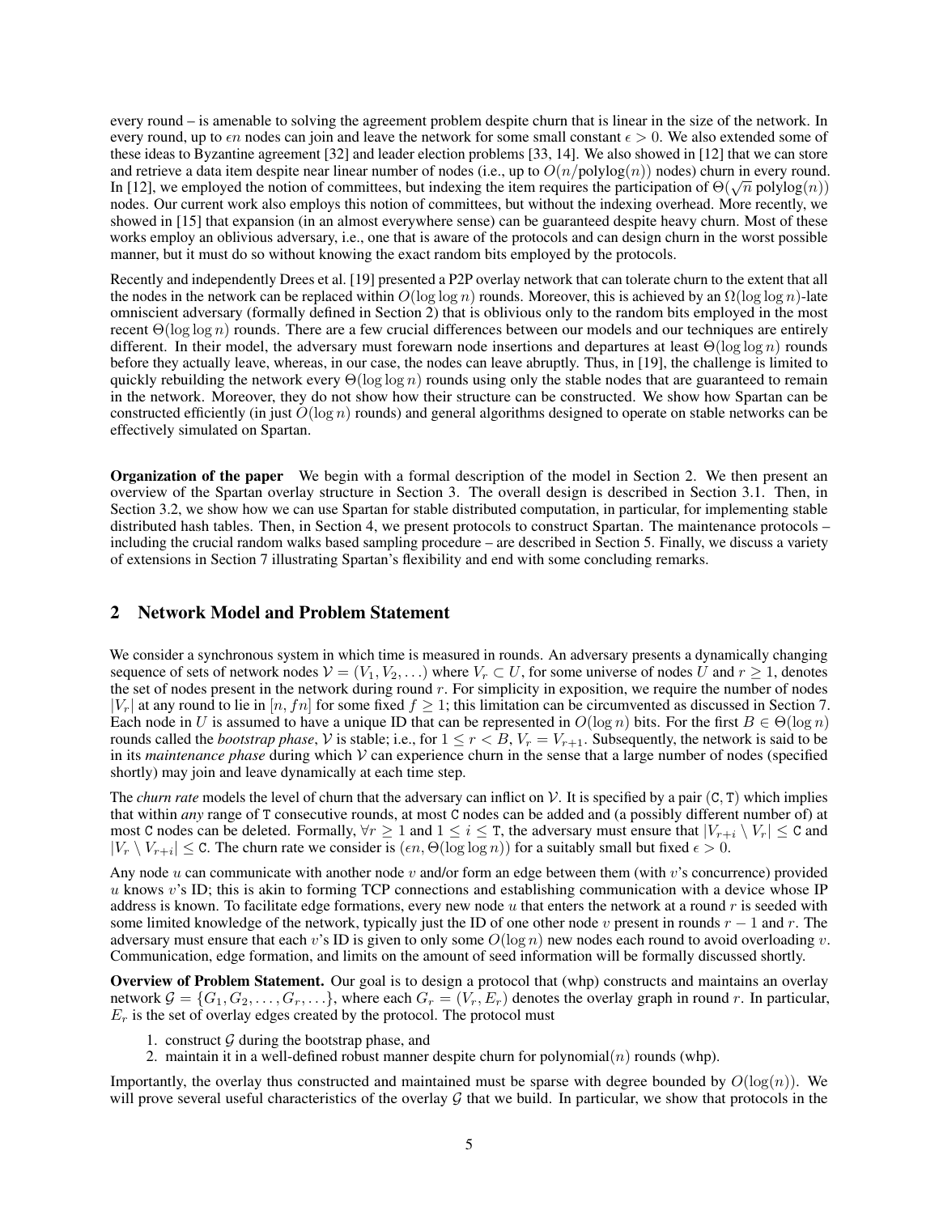every round – is amenable to solving the agreement problem despite churn that is linear in the size of the network. In every round, up to $\epsilon n$ nodes can join and leave the network for some small constant $\epsilon > 0$. We also extended some of these ideas to Byzantine agreement [32] and leader election problems [33, 14]. We also showed in [12] that we can store and retrieve a data item despite near linear number of nodes (i.e., up to $O(n/\text{polylog}(n))$ nodes) churn in every round. In [12], we employed the notion of committees, but indexing the item requires the participation of $\Theta(\sqrt{n}\ \text{polylog}(n))$ nodes. Our current work also employs this notion of committees, but without the indexing overhead. More recently, we showed in [15] that expansion (in an almost everywhere sense) can be guaranteed despite heavy churn. Most of these works employ an oblivious adversary, i.e., one that is aware of the protocols and can design churn in the worst possible manner, but it must do so without knowing the exact random bits employed by the protocols.

Recently and independently Drees et al. [19] presented a P2P overlay network that can tolerate churn to the extent that all the nodes in the network can be replaced within $O(\log \log n)$ rounds. Moreover, this is achieved by an $\Omega(\log \log n)$-late omniscient adversary (formally defined in Section 2) that is oblivious only to the random bits employed in the most recent $\Theta(\log \log n)$ rounds. There are a few crucial differences between our models and our techniques are entirely different. In their model, the adversary must forewarn node insertions and departures at least $\Theta(\log \log n)$ rounds before they actually leave, whereas, in our case, the nodes can leave abruptly. Thus, in [19], the challenge is limited to quickly rebuilding the network every $\Theta(\log \log n)$ rounds using only the stable nodes that are guaranteed to remain in the network. Moreover, they do not show how their structure can be constructed. We show how Spartan can be constructed efficiently (in just $O(\log n)$ rounds) and general algorithms designed to operate on stable networks can be effectively simulated on Spartan.

**Organization of the paper** We begin with a formal description of the model in Section 2. We then present an overview of the Spartan overlay structure in Section 3. The overall design is described in Section 3.1. Then, in Section 3.2, we show how we can use Spartan for stable distributed computation, in particular, for implementing stable distributed hash tables. Then, in Section 4, we present protocols to construct Spartan. The maintenance protocols – including the crucial random walks based sampling procedure – are described in Section 5. Finally, we discuss a variety of extensions in Section 7 illustrating Spartan's flexibility and end with some concluding remarks.

## 2 Network Model and Problem Statement

We consider a synchronous system in which time is measured in rounds. An adversary presents a dynamically changing sequence of sets of network nodes $\mathcal{V} = (V_1, V_2, \ldots)$ where $V_r \subset U$, for some universe of nodes $U$ and $r \geq 1$, denotes the set of nodes present in the network during round $r$. For simplicity in exposition, we require the number of nodes $|V_r|$ at any round to lie in $[n, fn]$ for some fixed $f \geq 1$; this limitation can be circumvented as discussed in Section 7. Each node in $U$ is assumed to have a unique ID that can be represented in $O(\log n)$ bits. For the first $B \in \Theta(\log n)$ rounds called the *bootstrap phase*, $\mathcal{V}$ is stable; i.e., for $1 \leq r < B$, $V_r = V_{r+1}$. Subsequently, the network is said to be in its *maintenance phase* during which $\mathcal{V}$ can experience churn in the sense that a large number of nodes (specified shortly) may join and leave dynamically at each time step.

The *churn rate* models the level of churn that the adversary can inflict on $\mathcal{V}$. It is specified by a pair $(\mathtt{C}, \mathtt{T})$ which implies that within *any* range of $\mathtt{T}$ consecutive rounds, at most $\mathtt{C}$ nodes can be added and (a possibly different number of) at most $\mathtt{C}$ nodes can be deleted. Formally, $\forall r \geq 1$ and $1 \leq i \leq \mathtt{T}$, the adversary must ensure that $|V_{r+i} \setminus V_r| \leq \mathtt{C}$ and $|V_r \setminus V_{r+i}| \leq \mathtt{C}$. The churn rate we consider is $(\epsilon n, \Theta(\log \log n))$ for a suitably small but fixed $\epsilon > 0$.

Any node $u$ can communicate with another node $v$ and/or form an edge between them (with $v$'s concurrence) provided $u$ knows $v$'s ID; this is akin to forming TCP connections and establishing communication with a device whose IP address is known. To facilitate edge formations, every new node $u$ that enters the network at a round $r$ is seeded with some limited knowledge of the network, typically just the ID of one other node $v$ present in rounds $r-1$ and $r$. The adversary must ensure that each $v$'s ID is given to only some $O(\log n)$ new nodes each round to avoid overloading $v$. Communication, edge formation, and limits on the amount of seed information will be formally discussed shortly.

**Overview of Problem Statement.** Our goal is to design a protocol that (whp) constructs and maintains an overlay network $\mathcal{G} = \{G_1, G_2, \ldots, G_r, \ldots\}$, where each $G_r = (V_r, E_r)$ denotes the overlay graph in round $r$. In particular, $E_r$ is the set of overlay edges created by the protocol. The protocol must

1. construct $\mathcal{G}$ during the bootstrap phase, and
2. maintain it in a well-defined robust manner despite churn for polynomial$(n)$ rounds (whp).

Importantly, the overlay thus constructed and maintained must be sparse with degree bounded by $O(\log(n))$. We will prove several useful characteristics of the overlay $\mathcal{G}$ that we build. In particular, we show that protocols in the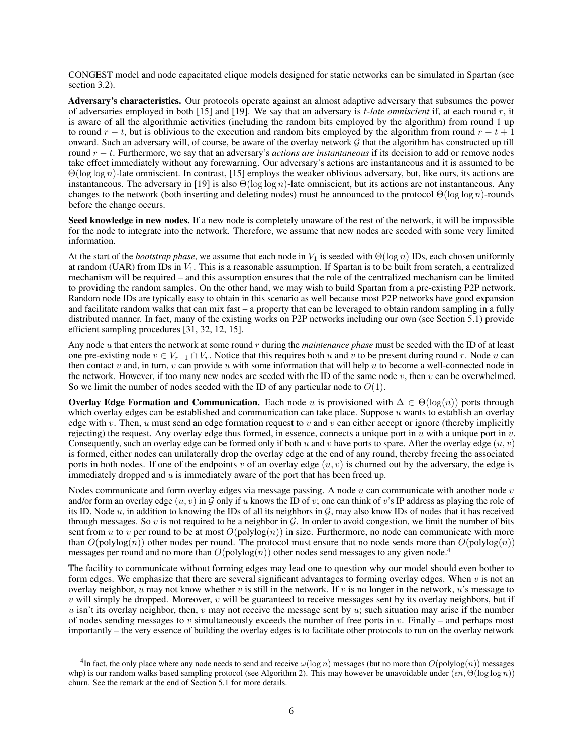CONGEST model and node capacitated clique models designed for static networks can be simulated in Spartan (see section 3.2).

**Adversary's characteristics.** Our protocols operate against an almost adaptive adversary that subsumes the power of adversaries employed in both [15] and [19]. We say that an adversary is $t$-*late omniscient* if, at each round $r$, it is aware of all the algorithmic activities (including the random bits employed by the algorithm) from round 1 up to round $r - t$, but is oblivious to the execution and random bits employed by the algorithm from round $r - t + 1$ onward. Such an adversary will, of course, be aware of the overlay network $\mathcal{G}$ that the algorithm has constructed up till round $r - t$. Furthermore, we say that an adversary's *actions are instantaneous* if its decision to add or remove nodes take effect immediately without any forewarning. Our adversary's actions are instantaneous and it is assumed to be $\Theta(\log \log n)$-late omniscient. In contrast, [15] employs the weaker oblivious adversary, but, like ours, its actions are instantaneous. The adversary in [19] is also $\Theta(\log \log n)$-late omniscient, but its actions are not instantaneous. Any changes to the network (both inserting and deleting nodes) must be announced to the protocol $\Theta(\log \log n)$-rounds before the change occurs.

**Seed knowledge in new nodes.** If a new node is completely unaware of the rest of the network, it will be impossible for the node to integrate into the network. Therefore, we assume that new nodes are seeded with some very limited information.

At the start of the *bootstrap phase*, we assume that each node in $V_1$ is seeded with $\Theta(\log n)$ IDs, each chosen uniformly at random (UAR) from IDs in $V_1$. This is a reasonable assumption. If Spartan is to be built from scratch, a centralized mechanism will be required – and this assumption ensures that the role of the centralized mechanism can be limited to providing the random samples. On the other hand, we may wish to build Spartan from a pre-existing P2P network. Random node IDs are typically easy to obtain in this scenario as well because most P2P networks have good expansion and facilitate random walks that can mix fast – a property that can be leveraged to obtain random sampling in a fully distributed manner. In fact, many of the existing works on P2P networks including our own (see Section 5.1) provide efficient sampling procedures [31, 32, 12, 15].

Any node $u$ that enters the network at some round $r$ during the *maintenance phase* must be seeded with the ID of at least one pre-existing node $v \in V_{r-1} \cap V_r$. Notice that this requires both $u$ and $v$ to be present during round $r$. Node $u$ can then contact $v$ and, in turn, $v$ can provide $u$ with some information that will help $u$ to become a well-connected node in the network. However, if too many new nodes are seeded with the ID of the same node $v$, then $v$ can be overwhelmed. So we limit the number of nodes seeded with the ID of any particular node to $O(1)$.

**Overlay Edge Formation and Communication.** Each node $u$ is provisioned with $\Delta \in \Theta(\log(n))$ ports through which overlay edges can be established and communication can take place. Suppose $u$ wants to establish an overlay edge with $v$. Then, $u$ must send an edge formation request to $v$ and $v$ can either accept or ignore (thereby implicitly rejecting) the request. Any overlay edge thus formed, in essence, connects a unique port in $u$ with a unique port in $v$. Consequently, such an overlay edge can be formed only if both $u$ and $v$ have ports to spare. After the overlay edge $(u, v)$ is formed, either nodes can unilaterally drop the overlay edge at the end of any round, thereby freeing the associated ports in both nodes. If one of the endpoints $v$ of an overlay edge $(u, v)$ is churned out by the adversary, the edge is immediately dropped and $u$ is immediately aware of the port that has been freed up.

Nodes communicate and form overlay edges via message passing. A node $u$ can communicate with another node $v$ and/or form an overlay edge $(u, v)$ in $\mathcal{G}$ only if $u$ knows the ID of $v$; one can think of $v$'s IP address as playing the role of its ID. Node $u$, in addition to knowing the IDs of all its neighbors in $\mathcal{G}$, may also know IDs of nodes that it has received through messages. So $v$ is not required to be a neighbor in $\mathcal{G}$. In order to avoid congestion, we limit the number of bits sent from $u$ to $v$ per round to be at most $O(\text{polylog}(n))$ in size. Furthermore, no node can communicate with more than $O(\text{polylog}(n))$ other nodes per round. The protocol must ensure that no node sends more than $O(\text{polylog}(n))$ messages per round and no more than $O(\text{polylog}(n))$ other nodes send messages to any given node.[4]

The facility to communicate without forming edges may lead one to question why our model should even bother to form edges. We emphasize that there are several significant advantages to forming overlay edges. When $v$ is not an overlay neighbor, $u$ may not know whether $v$ is still in the network. If $v$ is no longer in the network, $u$'s message to $v$ will simply be dropped. Moreover, $v$ will be guaranteed to receive messages sent by its overlay neighbors, but if $u$ isn't its overlay neighbor, then, $v$ may not receive the message sent by $u$; such situation may arise if the number of nodes sending messages to $v$ simultaneously exceeds the number of free ports in $v$. Finally – and perhaps most importantly – the very essence of building the overlay edges is to facilitate other protocols to run on the overlay network

[4] In fact, the only place where any node needs to send and receive $\omega(\log n)$ messages (but no more than $O(\text{polylog}(n))$ messages whp) is our random walks based sampling protocol (see Algorithm 2). This may however be unavoidable under $(\epsilon n, \Theta(\log \log n))$ churn. See the remark at the end of Section 5.1 for more details.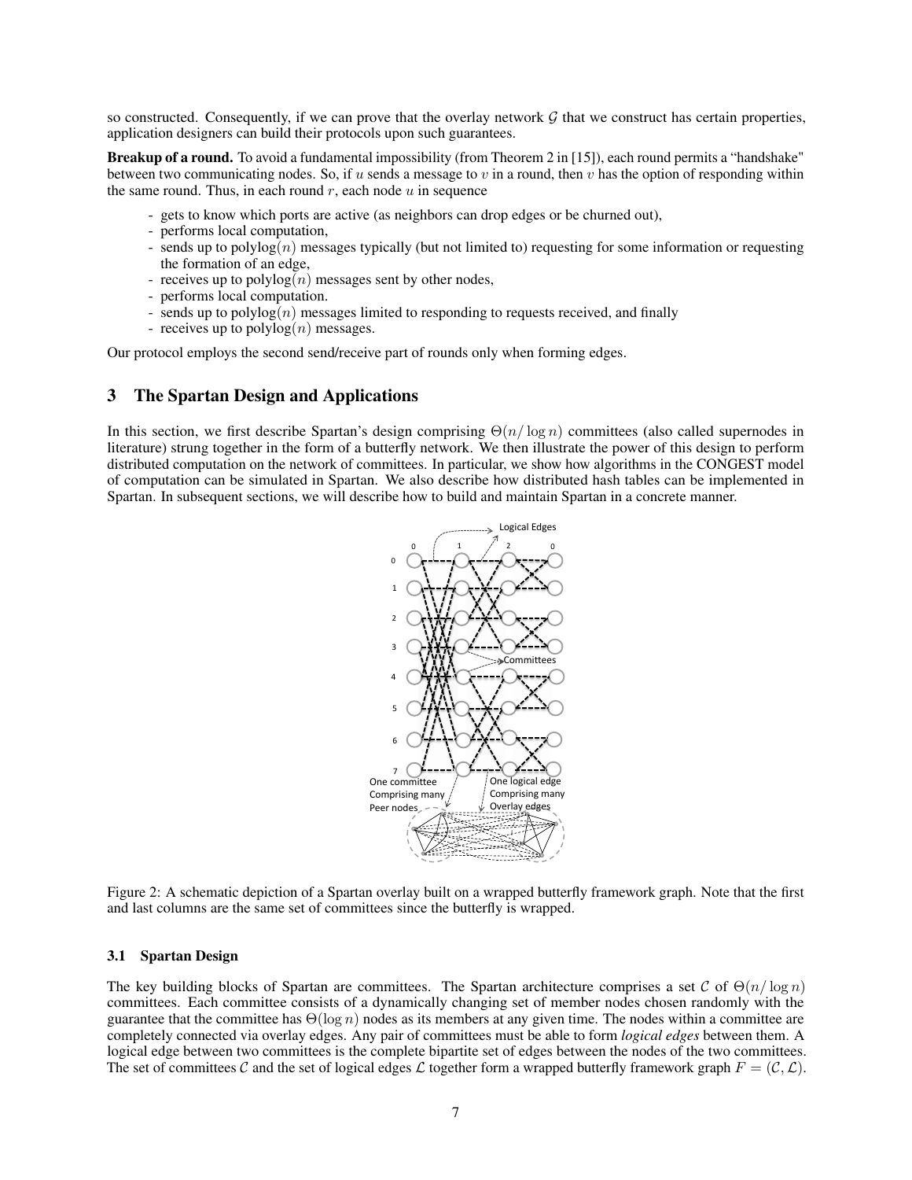so constructed. Consequently, if we can prove that the overlay network $\mathcal{G}$ that we construct has certain properties, application designers can build their protocols upon such guarantees.

**Breakup of a round.** To avoid a fundamental impossibility (from Theorem 2 in [15]), each round permits a "handshake" between two communicating nodes. So, if $u$ sends a message to $v$ in a round, then $v$ has the option of responding within the same round. Thus, in each round $r$, each node $u$ in sequence

- gets to know which ports are active (as neighbors can drop edges or be churned out),
- performs local computation,
- sends up to polylog$(n)$ messages typically (but not limited to) requesting for some information or requesting the formation of an edge,
- receives up to polylog$(n)$ messages sent by other nodes,
- performs local computation.
- sends up to polylog$(n)$ messages limited to responding to requests received, and finally
- receives up to polylog$(n)$ messages.

Our protocol employs the second send/receive part of rounds only when forming edges.

## 3 The Spartan Design and Applications

In this section, we first describe Spartan's design comprising $\Theta(n/\log n)$ committees (also called supernodes in literature) strung together in the form of a butterfly network. We then illustrate the power of this design to perform distributed computation on the network of committees. In particular, we show how algorithms in the CONGEST model of computation can be simulated in Spartan. We also describe how distributed hash tables can be implemented in Spartan. In subsequent sections, we will describe how to build and maintain Spartan in a concrete manner.

Figure 2: A schematic depiction of a Spartan overlay built on a wrapped butterfly framework graph. Note that the first and last columns are the same set of committees since the butterfly is wrapped.

### 3.1 Spartan Design

The key building blocks of Spartan are committees. The Spartan architecture comprises a set $\mathcal{C}$ of $\Theta(n/\log n)$ committees. Each committee consists of a dynamically changing set of member nodes chosen randomly with the guarantee that the committee has $\Theta(\log n)$ nodes as its members at any given time. The nodes within a committee are completely connected via overlay edges. Any pair of committees must be able to form *logical edges* between them. A logical edge between two committees is the complete bipartite set of edges between the nodes of the two committees. The set of committees $\mathcal{C}$ and the set of logical edges $\mathcal{L}$ together form a wrapped butterfly framework graph $F = (\mathcal{C}, \mathcal{L})$.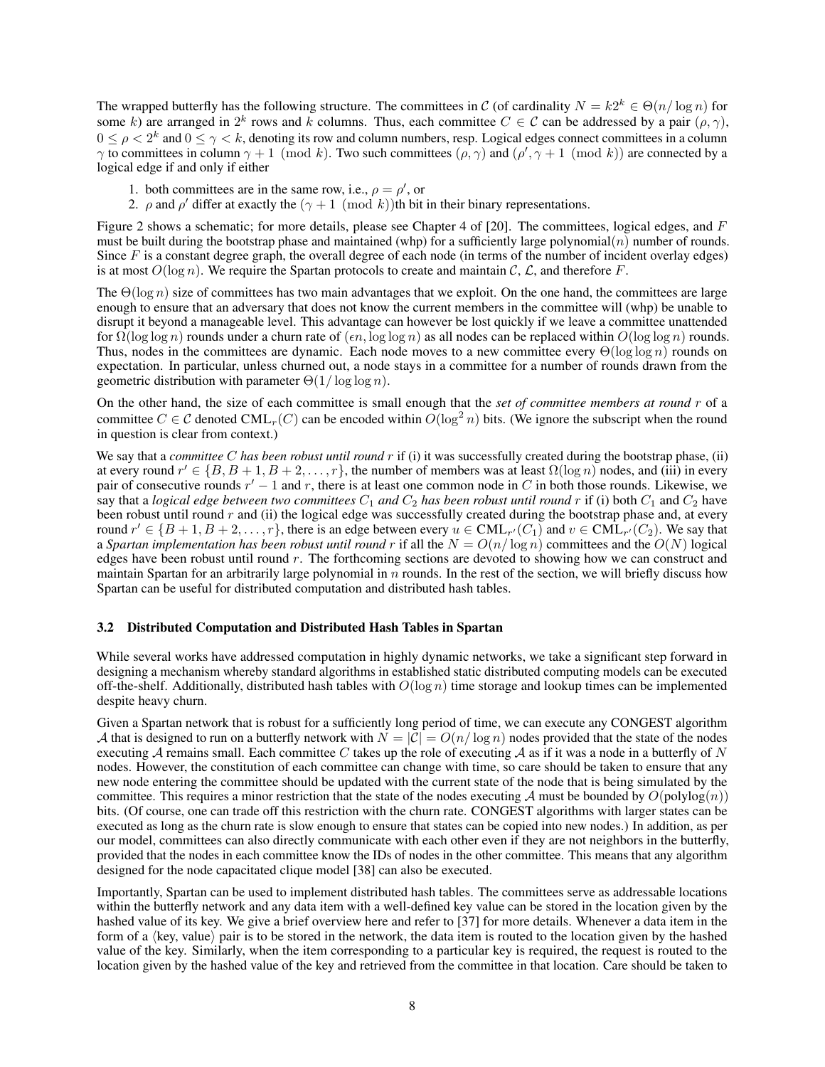The wrapped butterfly has the following structure. The committees in $\mathcal{C}$ (of cardinality $N = k2^k \in \Theta(n/\log n)$ for some $k$) are arranged in $2^k$ rows and $k$ columns. Thus, each committee $C \in \mathcal{C}$ can be addressed by a pair $(\rho, \gamma)$, $0 \leq \rho < 2^k$ and $0 \leq \gamma < k$, denoting its row and column numbers, resp. Logical edges connect committees in a column $\gamma$ to committees in column $\gamma + 1 \pmod k$. Two such committees $(\rho, \gamma)$ and $(\rho', \gamma + 1 \pmod k)$ are connected by a logical edge if and only if either

1. both committees are in the same row, i.e., $\rho = \rho'$, or
2. $\rho$ and $\rho'$ differ at exactly the $(\gamma + 1 \pmod k)$th bit in their binary representations.

Figure 2 shows a schematic; for more details, please see Chapter 4 of [20]. The committees, logical edges, and $F$ must be built during the bootstrap phase and maintained (whp) for a sufficiently large polynomial($n$) number of rounds. Since $F$ is a constant degree graph, the overall degree of each node (in terms of the number of incident overlay edges) is at most $O(\log n)$. We require the Spartan protocols to create and maintain $\mathcal{C}$, $\mathcal{L}$, and therefore $F$.

The $\Theta(\log n)$ size of committees has two main advantages that we exploit. On the one hand, the committees are large enough to ensure that an adversary that does not know the current members in the committee will (whp) be unable to disrupt it beyond a manageable level. This advantage can however be lost quickly if we leave a committee unattended for $\Omega(\log \log n)$ rounds under a churn rate of $(\epsilon n, \log \log n)$ as all nodes can be replaced within $O(\log \log n)$ rounds. Thus, nodes in the committees are dynamic. Each node moves to a new committee every $\Theta(\log \log n)$ rounds on expectation. In particular, unless churned out, a node stays in a committee for a number of rounds drawn from the geometric distribution with parameter $\Theta(1/\log \log n)$.

On the other hand, the size of each committee is small enough that the *set of committee members at round $r$* of a committee $C \in \mathcal{C}$ denoted $\mathrm{CML}_r(C)$ can be encoded within $O(\log^2 n)$ bits. (We ignore the subscript when the round in question is clear from context.)

We say that a *committee $C$ has been robust until round $r$* if (i) it was successfully created during the bootstrap phase, (ii) at every round $r' \in \{B, B+1, B+2, \ldots, r\}$, the number of members was at least $\Omega(\log n)$ nodes, and (iii) in every pair of consecutive rounds $r' - 1$ and $r$, there is at least one common node in $C$ in both those rounds. Likewise, we say that a *logical edge between two committees $C_1$ and $C_2$ has been robust until round $r$* if (i) both $C_1$ and $C_2$ have been robust until round $r$ and (ii) the logical edge was successfully created during the bootstrap phase and, at every round $r' \in \{B+1, B+2, \ldots, r\}$, there is an edge between every $u \in \mathrm{CML}_{r'}(C_1)$ and $v \in \mathrm{CML}_{r'}(C_2)$. We say that a *Spartan implementation has been robust until round $r$* if all the $N = O(n/\log n)$ committees and the $O(N)$ logical edges have been robust until round $r$. The forthcoming sections are devoted to showing how we can construct and maintain Spartan for an arbitrarily large polynomial in $n$ rounds. In the rest of the section, we will briefly discuss how Spartan can be useful for distributed computation and distributed hash tables.

### 3.2 Distributed Computation and Distributed Hash Tables in Spartan

While several works have addressed computation in highly dynamic networks, we take a significant step forward in designing a mechanism whereby standard algorithms in established static distributed computing models can be executed off-the-shelf. Additionally, distributed hash tables with $O(\log n)$ time storage and lookup times can be implemented despite heavy churn.

Given a Spartan network that is robust for a sufficiently long period of time, we can execute any CONGEST algorithm $\mathcal{A}$ that is designed to run on a butterfly network with $N = |\mathcal{C}| = O(n/\log n)$ nodes provided that the state of the nodes executing $\mathcal{A}$ remains small. Each committee $C$ takes up the role of executing $\mathcal{A}$ as if it was a node in a butterfly of $N$ nodes. However, the constitution of each committee can change with time, so care should be taken to ensure that any new node entering the committee should be updated with the current state of the node that is being simulated by the committee. This requires a minor restriction that the state of the nodes executing $\mathcal{A}$ must be bounded by $O(\mathrm{polylog}(n))$ bits. (Of course, one can trade off this restriction with the churn rate. CONGEST algorithms with larger states can be executed as long as the churn rate is slow enough to ensure that states can be copied into new nodes.) In addition, as per our model, committees can also directly communicate with each other even if they are not neighbors in the butterfly, provided that the nodes in each committee know the IDs of nodes in the other committee. This means that any algorithm designed for the node capacitated clique model [38] can also be executed.

Importantly, Spartan can be used to implement distributed hash tables. The committees serve as addressable locations within the butterfly network and any data item with a well-defined key value can be stored in the location given by the hashed value of its key. We give a brief overview here and refer to [37] for more details. Whenever a data item in the form of a $\langle$key, value$\rangle$ pair is to be stored in the network, the data item is routed to the location given by the hashed value of the key. Similarly, when the item corresponding to a particular key is required, the request is routed to the location given by the hashed value of the key and retrieved from the committee in that location. Care should be taken to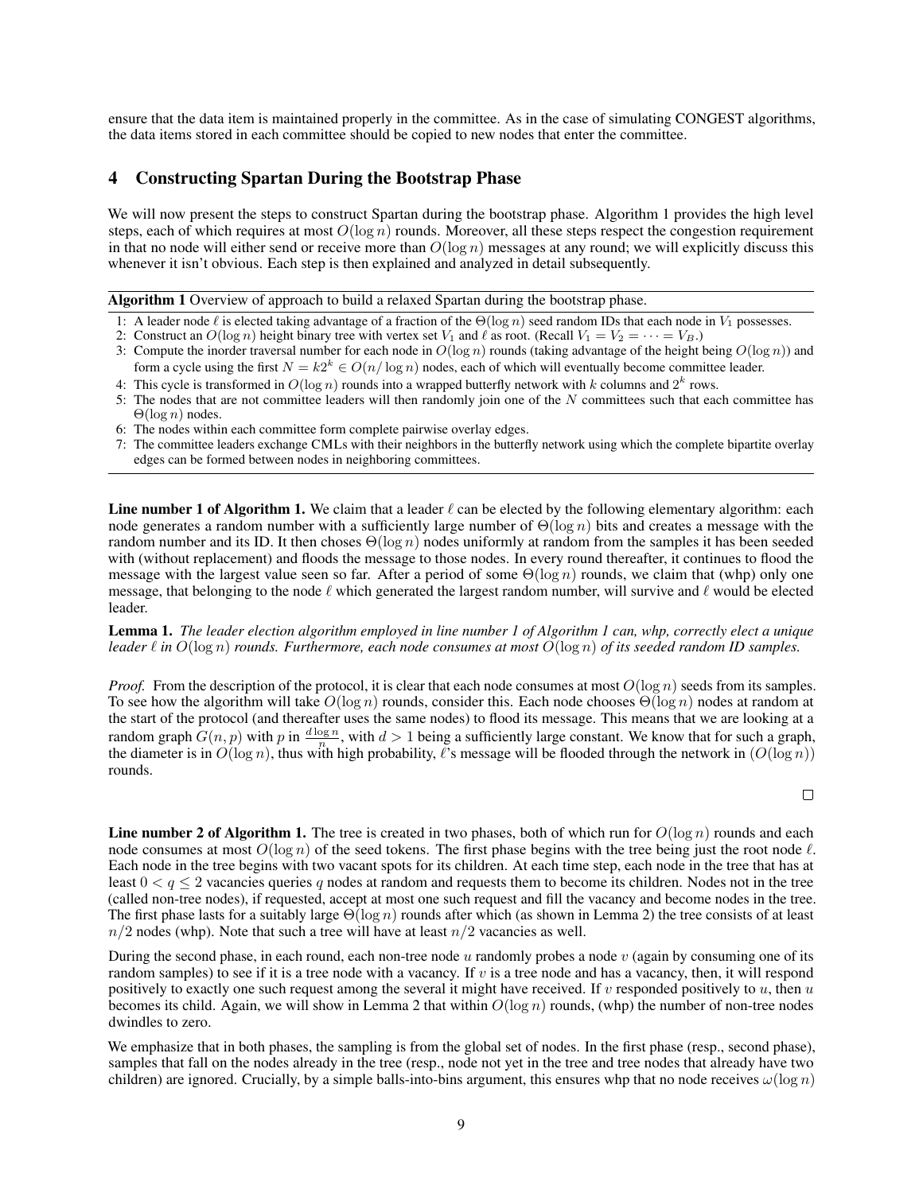ensure that the data item is maintained properly in the committee. As in the case of simulating CONGEST algorithms, the data items stored in each committee should be copied to new nodes that enter the committee.

## 4 Constructing Spartan During the Bootstrap Phase

We will now present the steps to construct Spartan during the bootstrap phase. Algorithm 1 provides the high level steps, each of which requires at most $O(\log n)$ rounds. Moreover, all these steps respect the congestion requirement in that no node will either send or receive more than $O(\log n)$ messages at any round; we will explicitly discuss this whenever it isn't obvious. Each step is then explained and analyzed in detail subsequently.

**Algorithm 1** Overview of approach to build a relaxed Spartan during the bootstrap phase.

1: A leader node $\ell$ is elected taking advantage of a fraction of the $\Theta(\log n)$ seed random IDs that each node in $V_1$ possesses.
2: Construct an $O(\log n)$ height binary tree with vertex set $V_1$ and $\ell$ as root. (Recall $V_1 = V_2 = \cdots = V_B$.)
3: Compute the inorder traversal number for each node in $O(\log n)$ rounds (taking advantage of the height being $O(\log n)$) and form a cycle using the first $N = k2^k \in O(n/\log n)$ nodes, each of which will eventually become committee leader.
4: This cycle is transformed in $O(\log n)$ rounds into a wrapped butterfly network with $k$ columns and $2^k$ rows.
5: The nodes that are not committee leaders will then randomly join one of the $N$ committees such that each committee has $\Theta(\log n)$ nodes.
6: The nodes within each committee form complete pairwise overlay edges.
7: The committee leaders exchange CMLs with their neighbors in the butterfly network using which the complete bipartite overlay edges can be formed between nodes in neighboring committees.

**Line number 1 of Algorithm 1.** We claim that a leader $\ell$ can be elected by the following elementary algorithm: each node generates a random number with a sufficiently large number of $\Theta(\log n)$ bits and creates a message with the random number and its ID. It then choses $\Theta(\log n)$ nodes uniformly at random from the samples it has been seeded with (without replacement) and floods the message to those nodes. In every round thereafter, it continues to flood the message with the largest value seen so far. After a period of some $\Theta(\log n)$ rounds, we claim that (whp) only one message, that belonging to the node $\ell$ which generated the largest random number, will survive and $\ell$ would be elected leader.

**Lemma 1.** *The leader election algorithm employed in line number 1 of Algorithm 1 can, whp, correctly elect a unique leader $\ell$ in $O(\log n)$ rounds. Furthermore, each node consumes at most $O(\log n)$ of its seeded random ID samples.*

*Proof.* From the description of the protocol, it is clear that each node consumes at most $O(\log n)$ seeds from its samples. To see how the algorithm will take $O(\log n)$ rounds, consider this. Each node chooses $\Theta(\log n)$ nodes at random at the start of the protocol (and thereafter uses the same nodes) to flood its message. This means that we are looking at a random graph $G(n, p)$ with $p$ in $\frac{d \log n}{n}$, with $d > 1$ being a sufficiently large constant. We know that for such a graph, the diameter is in $O(\log n)$, thus with high probability, $\ell$'s message will be flooded through the network in $(O(\log n))$ rounds. □

**Line number 2 of Algorithm 1.** The tree is created in two phases, both of which run for $O(\log n)$ rounds and each node consumes at most $O(\log n)$ of the seed tokens. The first phase begins with the tree being just the root node $\ell$. Each node in the tree begins with two vacant spots for its children. At each time step, each node in the tree that has at least $0 < q \leq 2$ vacancies queries $q$ nodes at random and requests them to become its children. Nodes not in the tree (called non-tree nodes), if requested, accept at most one such request and fill the vacancy and become nodes in the tree. The first phase lasts for a suitably large $\Theta(\log n)$ rounds after which (as shown in Lemma 2) the tree consists of at least $n/2$ nodes (whp). Note that such a tree will have at least $n/2$ vacancies as well.

During the second phase, in each round, each non-tree node $u$ randomly probes a node $v$ (again by consuming one of its random samples) to see if it is a tree node with a vacancy. If $v$ is a tree node and has a vacancy, then, it will respond positively to exactly one such request among the several it might have received. If $v$ responded positively to $u$, then $u$ becomes its child. Again, we will show in Lemma 2 that within $O(\log n)$ rounds, (whp) the number of non-tree nodes dwindles to zero.

We emphasize that in both phases, the sampling is from the global set of nodes. In the first phase (resp., second phase), samples that fall on the nodes already in the tree (resp., node not yet in the tree and tree nodes that already have two children) are ignored. Crucially, by a simple balls-into-bins argument, this ensures whp that no node receives $\omega(\log n)$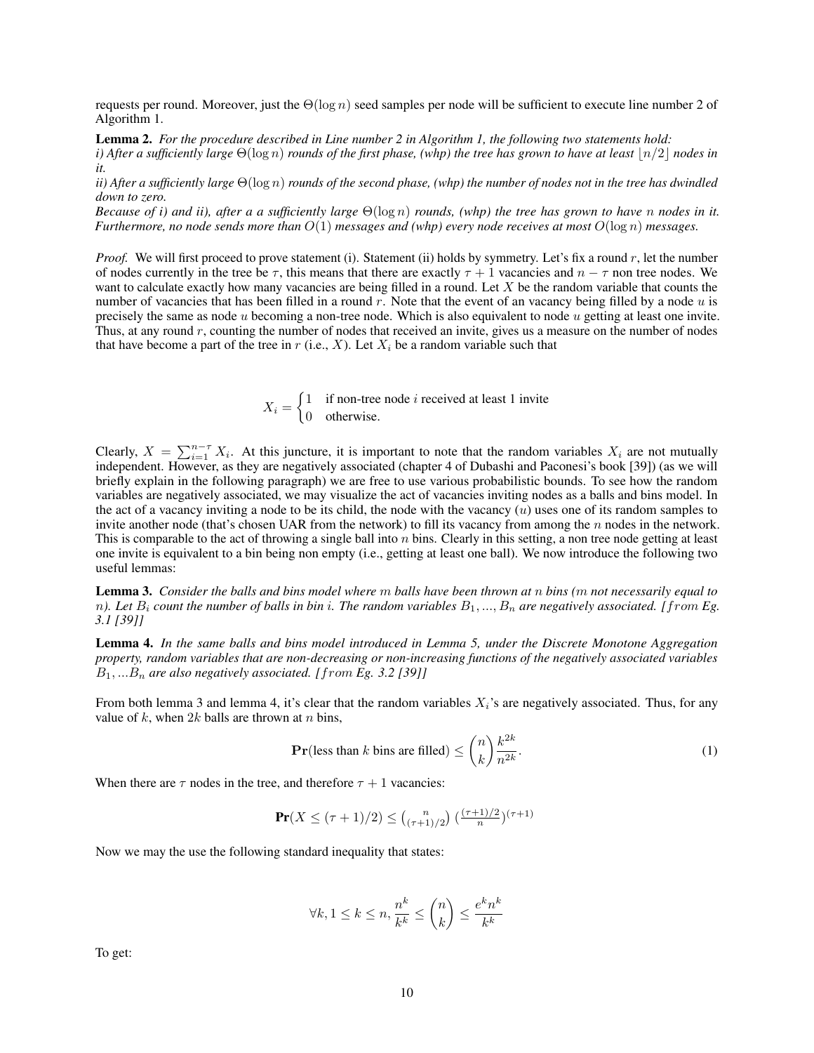requests per round. Moreover, just the $\Theta(\log n)$ seed samples per node will be sufficient to execute line number 2 of Algorithm 1.

**Lemma 2.** *For the procedure described in Line number 2 in Algorithm 1, the following two statements hold:*
*i) After a sufficiently large $\Theta(\log n)$ rounds of the first phase, (whp) the tree has grown to have at least $\lfloor n/2 \rfloor$ nodes in it.*
*ii) After a sufficiently large $\Theta(\log n)$ rounds of the second phase, (whp) the number of nodes not in the tree has dwindled down to zero.*
*Because of i) and ii), after a a sufficiently large $\Theta(\log n)$ rounds, (whp) the tree has grown to have $n$ nodes in it. Furthermore, no node sends more than $O(1)$ messages and (whp) every node receives at most $O(\log n)$ messages.*

*Proof.* We will first proceed to prove statement (i). Statement (ii) holds by symmetry. Let's fix a round $r$, let the number of nodes currently in the tree be $\tau$, this means that there are exactly $\tau + 1$ vacancies and $n - \tau$ non tree nodes. We want to calculate exactly how many vacancies are being filled in a round. Let $X$ be the random variable that counts the number of vacancies that has been filled in a round $r$. Note that the event of an vacancy being filled by a node $u$ is precisely the same as node $u$ becoming a non-tree node. Which is also equivalent to node $u$ getting at least one invite. Thus, at any round $r$, counting the number of nodes that received an invite, gives us a measure on the number of nodes that have become a part of the tree in $r$ (i.e., $X$). Let $X_i$ be a random variable such that

$$X_i = \begin{cases} 1 & \text{if non-tree node } i \text{ received at least 1 invite} \\ 0 & \text{otherwise.} \end{cases}$$

Clearly, $X = \sum_{i=1}^{n-\tau} X_i$. At this juncture, it is important to note that the random variables $X_i$ are not mutually independent. However, as they are negatively associated (chapter 4 of Dubashi and Paconesi's book [39]) (as we will briefly explain in the following paragraph) we are free to use various probabilistic bounds. To see how the random variables are negatively associated, we may visualize the act of vacancies inviting nodes as a balls and bins model. In the act of a vacancy inviting a node to be its child, the node with the vacancy ($u$) uses one of its random samples to invite another node (that's chosen UAR from the network) to fill its vacancy from among the $n$ nodes in the network. This is comparable to the act of throwing a single ball into $n$ bins. Clearly in this setting, a non tree node getting at least one invite is equivalent to a bin being non empty (i.e., getting at least one ball). We now introduce the following two useful lemmas:

**Lemma 3.** *Consider the balls and bins model where $m$ balls have been thrown at $n$ bins ($m$ not necessarily equal to $n$). Let $B_i$ count the number of balls in bin $i$. The random variables $B_1, ..., B_n$ are negatively associated. [from Eg. 3.1 [39]]*

**Lemma 4.** *In the same balls and bins model introduced in Lemma 5, under the Discrete Monotone Aggregation property, random variables that are non-decreasing or non-increasing functions of the negatively associated variables $B_1, ...B_n$ are also negatively associated. [from Eg. 3.2 [39]]*

From both lemma 3 and lemma 4, it's clear that the random variables $X_i$'s are negatively associated. Thus, for any value of $k$, when $2k$ balls are thrown at $n$ bins,

$$\mathbf{Pr}(\text{less than } k \text{ bins are filled}) \leq \binom{n}{k} \frac{k^{2k}}{n^{2k}}. \tag{1}$$

When there are $\tau$ nodes in the tree, and therefore $\tau + 1$ vacancies:

$$\mathbf{Pr}(X \leq (\tau+1)/2) \leq \binom{n}{(\tau+1)/2} \left(\frac{(\tau+1)/2}{n}\right)^{(\tau+1)}$$

Now we may the use the following standard inequality that states:

$$\forall k, 1 \leq k \leq n, \frac{n^k}{k^k} \leq \binom{n}{k} \leq \frac{e^k n^k}{k^k}$$

To get: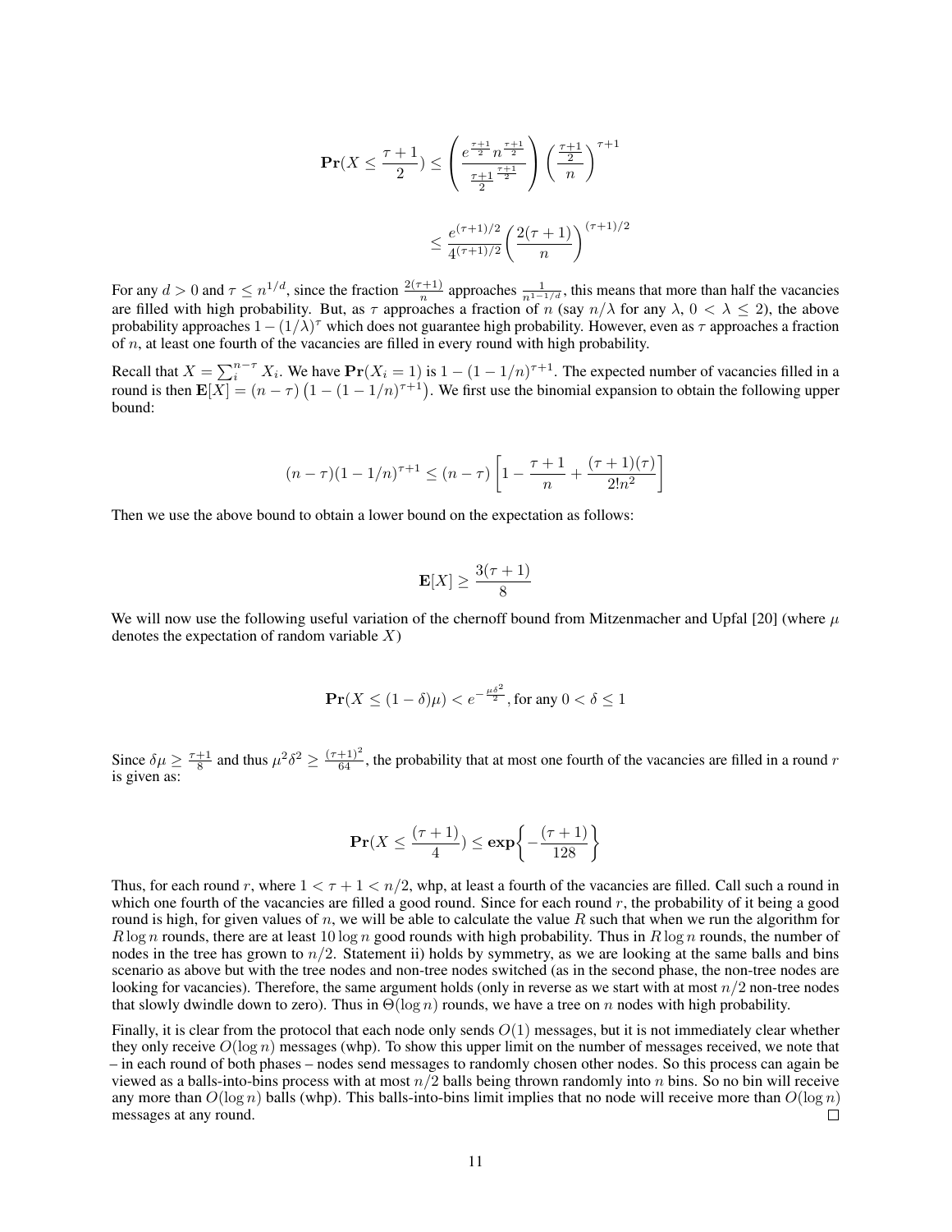$$\mathbf{Pr}(X \le \frac{\tau+1}{2}) \le \left( \frac{e^{\frac{\tau+1}{2}} n^{\frac{\tau+1}{2}}}{\frac{\tau+1}{2}^{\frac{\tau+1}{2}}} \right) \left( \frac{\frac{\tau+1}{2}}{n} \right)^{\tau+1}$$

$$\le \frac{e^{(\tau+1)/2}}{4^{(\tau+1)/2}} \left( \frac{2(\tau+1)}{n} \right)^{(\tau+1)/2}$$

For any $d > 0$ and $\tau \le n^{1/d}$, since the fraction $\frac{2(\tau+1)}{n}$ approaches $\frac{1}{n^{1-1/d}}$, this means that more than half the vacancies are filled with high probability. But, as $\tau$ approaches a fraction of $n$ (say $n/\lambda$ for any $\lambda$, $0 < \lambda \le 2$), the above probability approaches $1 - (1/\lambda)^{\tau}$ which does not guarantee high probability. However, even as $\tau$ approaches a fraction of $n$, at least one fourth of the vacancies are filled in every round with high probability.

Recall that $X = \sum_i^{n-\tau} X_i$. We have $\mathbf{Pr}(X_i = 1)$ is $1 - (1 - 1/n)^{\tau+1}$. The expected number of vacancies filled in a round is then $\mathbf{E}[X] = (n - \tau)\left(1 - (1 - 1/n)^{\tau+1}\right)$. We first use the binomial expansion to obtain the following upper bound:

$$(n - \tau)(1 - 1/n)^{\tau+1} \le (n - \tau)\left[1 - \frac{\tau+1}{n} + \frac{(\tau+1)(\tau)}{2!n^2}\right]$$

Then we use the above bound to obtain a lower bound on the expectation as follows:

$$\mathbf{E}[X] \ge \frac{3(\tau+1)}{8}$$

We will now use the following useful variation of the chernoff bound from Mitzenmacher and Upfal [20] (where $\mu$ denotes the expectation of random variable $X$)

$$\mathbf{Pr}(X \le (1 - \delta)\mu) < e^{-\frac{\mu\delta^2}{2}}, \text{for any } 0 < \delta \le 1$$

Since $\delta\mu \ge \frac{\tau+1}{8}$ and thus $\mu^2\delta^2 \ge \frac{(\tau+1)^2}{64}$, the probability that at most one fourth of the vacancies are filled in a round $r$ is given as:

$$\mathbf{Pr}(X \le \frac{(\tau+1)}{4}) \le \mathbf{exp}\left\{-\frac{(\tau+1)}{128}\right\}$$

Thus, for each round $r$, where $1 < \tau + 1 < n/2$, whp, at least a fourth of the vacancies are filled. Call such a round in which one fourth of the vacancies are filled a good round. Since for each round $r$, the probability of it being a good round is high, for given values of $n$, we will be able to calculate the value $R$ such that when we run the algorithm for $R \log n$ rounds, there are at least $10 \log n$ good rounds with high probability. Thus in $R \log n$ rounds, the number of nodes in the tree has grown to $n/2$. Statement ii) holds by symmetry, as we are looking at the same balls and bins scenario as above but with the tree nodes and non-tree nodes switched (as in the second phase, the non-tree nodes are looking for vacancies). Therefore, the same argument holds (only in reverse as we start with at most $n/2$ non-tree nodes that slowly dwindle down to zero). Thus in $\Theta(\log n)$ rounds, we have a tree on $n$ nodes with high probability.

Finally, it is clear from the protocol that each node only sends $O(1)$ messages, but it is not immediately clear whether they only receive $O(\log n)$ messages (whp). To show this upper limit on the number of messages received, we note that – in each round of both phases – nodes send messages to randomly chosen other nodes. So this process can again be viewed as a balls-into-bins process with at most $n/2$ balls being thrown randomly into $n$ bins. So no bin will receive any more than $O(\log n)$ balls (whp). This balls-into-bins limit implies that no node will receive more than $O(\log n)$ messages at any round. □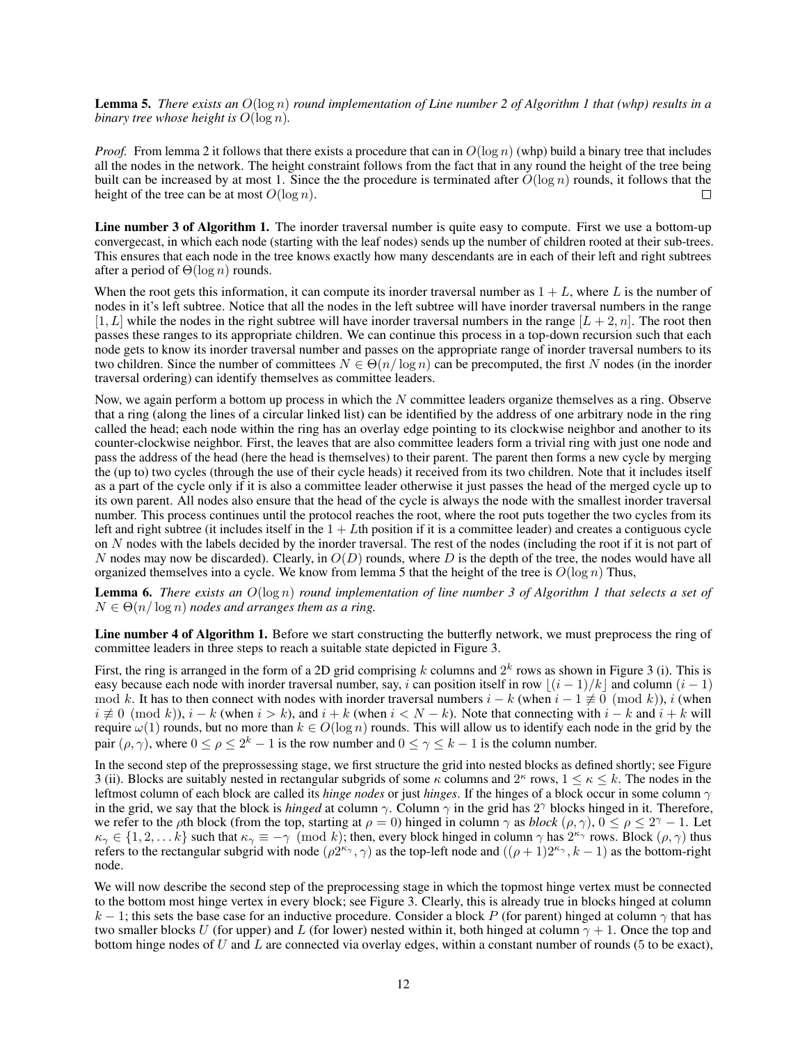**Lemma 5.** *There exists an $O(\log n)$ round implementation of Line number 2 of Algorithm 1 that (whp) results in a binary tree whose height is $O(\log n)$.*

*Proof.* From lemma 2 it follows that there exists a procedure that can in $O(\log n)$ (whp) build a binary tree that includes all the nodes in the network. The height constraint follows from the fact that in any round the height of the tree being built can be increased by at most 1. Since the the procedure is terminated after $O(\log n)$ rounds, it follows that the height of the tree can be at most $O(\log n)$. □

**Line number 3 of Algorithm 1.** The inorder traversal number is quite easy to compute. First we use a bottom-up convergecast, in which each node (starting with the leaf nodes) sends up the number of children rooted at their sub-trees. This ensures that each node in the tree knows exactly how many descendants are in each of their left and right subtrees after a period of $\Theta(\log n)$ rounds.

When the root gets this information, it can compute its inorder traversal number as $1 + L$, where $L$ is the number of nodes in it's left subtree. Notice that all the nodes in the left subtree will have inorder traversal numbers in the range $[1, L]$ while the nodes in the right subtree will have inorder traversal numbers in the range $[L + 2, n]$. The root then passes these ranges to its appropriate children. We can continue this process in a top-down recursion such that each node gets to know its inorder traversal number and passes on the appropriate range of inorder traversal numbers to its two children. Since the number of committees $N \in \Theta(n/\log n)$ can be precomputed, the first $N$ nodes (in the inorder traversal ordering) can identify themselves as committee leaders.

Now, we again perform a bottom up process in which the $N$ committee leaders organize themselves as a ring. Observe that a ring (along the lines of a circular linked list) can be identified by the address of one arbitrary node in the ring called the head; each node within the ring has an overlay edge pointing to its clockwise neighbor and another to its counter-clockwise neighbor. First, the leaves that are also committee leaders form a trivial ring with just one node and pass the address of the head (here the head is themselves) to their parent. The parent then forms a new cycle by merging the (up to) two cycles (through the use of their cycle heads) it received from its two children. Note that it includes itself as a part of the cycle only if it is also a committee leader otherwise it just passes the head of the merged cycle up to its own parent. All nodes also ensure that the head of the cycle is always the node with the smallest inorder traversal number. This process continues until the protocol reaches the root, where the root puts together the two cycles from its left and right subtree (it includes itself in the $1 + L$th position if it is a committee leader) and creates a contiguous cycle on $N$ nodes with the labels decided by the inorder traversal. The rest of the nodes (including the root if it is not part of $N$ nodes may now be discarded). Clearly, in $O(D)$ rounds, where $D$ is the depth of the tree, the nodes would have all organized themselves into a cycle. We know from lemma 5 that the height of the tree is $O(\log n)$ Thus,

**Lemma 6.** *There exists an $O(\log n)$ round implementation of line number 3 of Algorithm 1 that selects a set of $N \in \Theta(n/\log n)$ nodes and arranges them as a ring.*

**Line number 4 of Algorithm 1.** Before we start constructing the butterfly network, we must preprocess the ring of committee leaders in three steps to reach a suitable state depicted in Figure 3.

First, the ring is arranged in the form of a 2D grid comprising $k$ columns and $2^k$ rows as shown in Figure 3 (i). This is easy because each node with inorder traversal number, say, $i$ can position itself in row $\lfloor (i-1)/k \rfloor$ and column $(i-1) \mod k$. It has to then connect with nodes with inorder traversal numbers $i - k$ (when $i - 1 \not\equiv 0 \pmod k$), $i$ (when $i \not\equiv 0 \pmod k$), $i - k$ (when $i > k$), and $i + k$ (when $i < N - k$). Note that connecting with $i - k$ and $i + k$ will require $\omega(1)$ rounds, but no more than $k \in O(\log n)$ rounds. This will allow us to identify each node in the grid by the pair $(\rho, \gamma)$, where $0 \leq \rho \leq 2^k - 1$ is the row number and $0 \leq \gamma \leq k - 1$ is the column number.

In the second step of the prepressessing stage, we first structure the grid into nested blocks as defined shortly; see Figure 3 (ii). Blocks are suitably nested in rectangular subgrids of some $\kappa$ columns and $2^\kappa$ rows, $1 \leq \kappa \leq k$. The nodes in the leftmost column of each block are called its *hinge nodes* or just *hinges*. If the hinges of a block occur in some column $\gamma$ in the grid, we say that the block is *hinged* at column $\gamma$. Column $\gamma$ in the grid has $2^\gamma$ blocks hinged in it. Therefore, we refer to the $\rho$th block (from the top, starting at $\rho = 0$) hinged in column $\gamma$ as *block* $(\rho, \gamma)$, $0 \leq \rho \leq 2^\gamma - 1$. Let $\kappa_\gamma \in \{1, 2, \ldots k\}$ such that $\kappa_\gamma \equiv -\gamma \pmod k$; then, every block hinged in column $\gamma$ has $2^{\kappa_\gamma}$ rows. Block $(\rho, \gamma)$ thus refers to the rectangular subgrid with node $(\rho 2^{\kappa_\gamma}, \gamma)$ as the top-left node and $((\rho + 1)2^{\kappa_\gamma}, k - 1)$ as the bottom-right node.

We will now describe the second step of the preprocessing stage in which the topmost hinge vertex must be connected to the bottom most hinge vertex in every block; see Figure 3. Clearly, this is already true in blocks hinged at column $k - 1$; this sets the base case for an inductive procedure. Consider a block $P$ (for parent) hinged at column $\gamma$ that has two smaller blocks $U$ (for upper) and $L$ (for lower) nested within it, both hinged at column $\gamma + 1$. Once the top and bottom hinge nodes of $U$ and $L$ are connected via overlay edges, within a constant number of rounds (5 to be exact),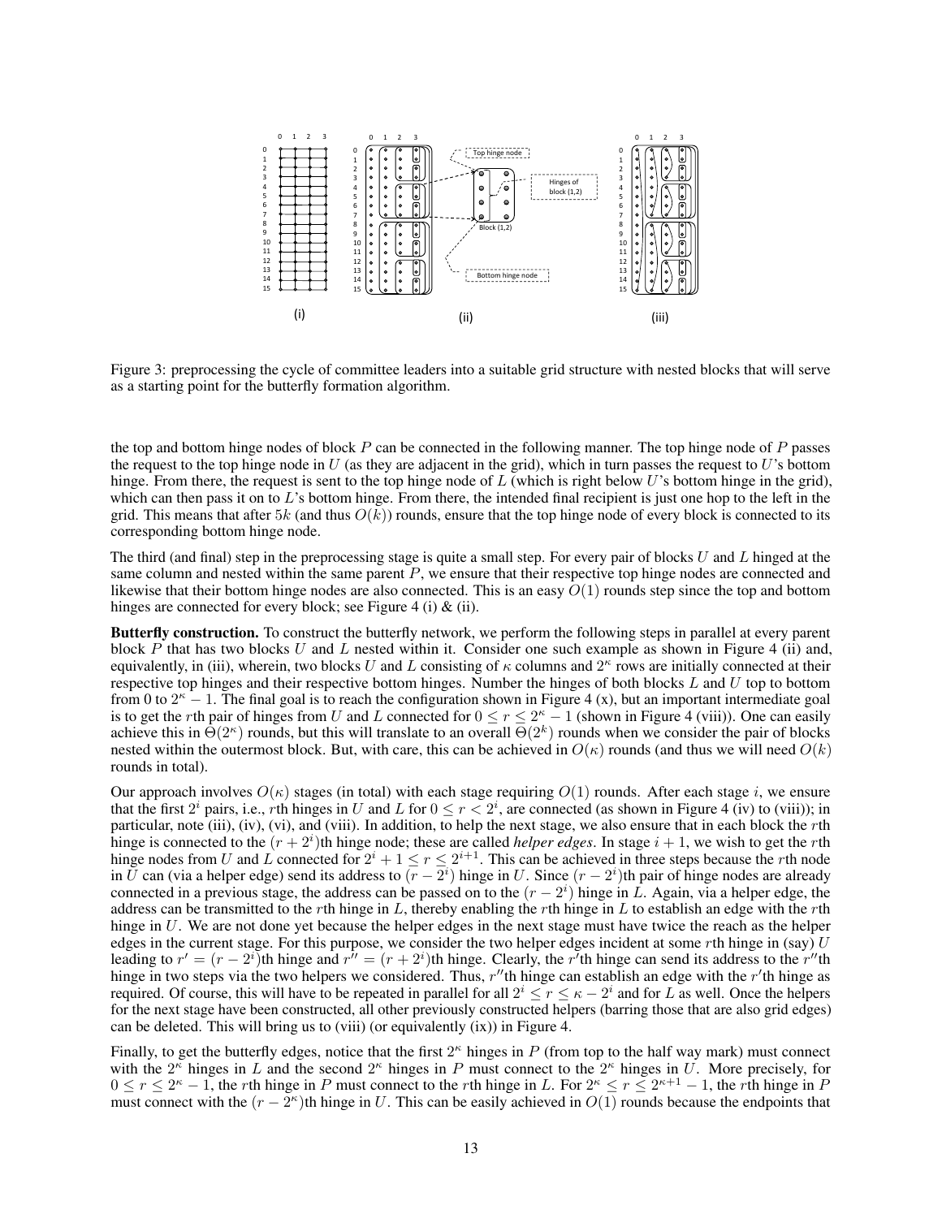Figure 3: preprocessing the cycle of committee leaders into a suitable grid structure with nested blocks that will serve as a starting point for the butterfly formation algorithm.

the top and bottom hinge nodes of block $P$ can be connected in the following manner. The top hinge node of $P$ passes the request to the top hinge node in $U$ (as they are adjacent in the grid), which in turn passes the request to $U$'s bottom hinge. From there, the request is sent to the top hinge node of $L$ (which is right below $U$'s bottom hinge in the grid), which can then pass it on to $L$'s bottom hinge. From there, the intended final recipient is just one hop to the left in the grid. This means that after $5k$ (and thus $O(k)$) rounds, ensure that the top hinge node of every block is connected to its corresponding bottom hinge node.

The third (and final) step in the preprocessing stage is quite a small step. For every pair of blocks $U$ and $L$ hinged at the same column and nested within the same parent $P$, we ensure that their respective top hinge nodes are connected and likewise that their bottom hinge nodes are also connected. This is an easy $O(1)$ rounds step since the top and bottom hinges are connected for every block; see Figure 4 (i) & (ii).

**Butterfly construction.** To construct the butterfly network, we perform the following steps in parallel at every parent block $P$ that has two blocks $U$ and $L$ nested within it. Consider one such example as shown in Figure 4 (ii) and, equivalently, in (iii), wherein, two blocks $U$ and $L$ consisting of $\kappa$ columns and $2^\kappa$ rows are initially connected at their respective top hinges and their respective bottom hinges. Number the hinges of both blocks $L$ and $U$ top to bottom from 0 to $2^\kappa - 1$. The final goal is to reach the configuration shown in Figure 4 (x), but an important intermediate goal is to get the $r$th pair of hinges from $U$ and $L$ connected for $0 \leq r \leq 2^\kappa - 1$ (shown in Figure 4 (viii)). One can easily achieve this in $\Theta(2^\kappa)$ rounds, but this will translate to an overall $\Theta(2^k)$ rounds when we consider the pair of blocks nested within the outermost block. But, with care, this can be achieved in $O(\kappa)$ rounds (and thus we will need $O(k)$ rounds in total).

Our approach involves $O(\kappa)$ stages (in total) with each stage requiring $O(1)$ rounds. After each stage $i$, we ensure that the first $2^i$ pairs, i.e., $r$th hinges in $U$ and $L$ for $0 \leq r < 2^i$, are connected (as shown in Figure 4 (iv) to (viii)); in particular, note (iii), (iv), (vi), and (viii). In addition, to help the next stage, we also ensure that in each block the $r$th hinge is connected to the $(r + 2^i)$th hinge node; these are called *helper edges*. In stage $i + 1$, we wish to get the $r$th hinge nodes from $U$ and $L$ connected for $2^i + 1 \leq r \leq 2^{i+1}$. This can be achieved in three steps because the $r$th node in $U$ can (via a helper edge) send its address to $(r - 2^i)$ hinge in $U$. Since $(r - 2^i)$th pair of hinge nodes are already connected in a previous stage, the address can be passed on to the $(r - 2^i)$ hinge in $L$. Again, via a helper edge, the address can be transmitted to the $r$th hinge in $L$, thereby enabling the $r$th hinge in $L$ to establish an edge with the $r$th hinge in $U$. We are not done yet because the helper edges in the next stage must have twice the reach as the helper edges in the current stage. For this purpose, we consider the two helper edges incident at some $r$th hinge in (say) $U$ leading to $r' = (r - 2^i)$th hinge and $r'' = (r + 2^i)$th hinge. Clearly, the $r'$th hinge can send its address to the $r''$th hinge in two steps via the two helpers we considered. Thus, $r''$th hinge can establish an edge with the $r'$th hinge as required. Of course, this will have to be repeated in parallel for all $2^i \leq r \leq \kappa - 2^i$ and for $L$ as well. Once the helpers for the next stage have been constructed, all other previously constructed helpers (barring those that are also grid edges) can be deleted. This will bring us to (viii) (or equivalently (ix)) in Figure 4.

Finally, to get the butterfly edges, notice that the first $2^\kappa$ hinges in $P$ (from top to the half way mark) must connect with the $2^\kappa$ hinges in $L$ and the second $2^\kappa$ hinges in $P$ must connect to the $2^\kappa$ hinges in $U$. More precisely, for $0 \leq r \leq 2^\kappa - 1$, the $r$th hinge in $P$ must connect to the $r$th hinge in $L$. For $2^\kappa \leq r \leq 2^{\kappa+1} - 1$, the $r$th hinge in $P$ must connect with the $(r - 2^\kappa)$th hinge in $U$. This can be easily achieved in $O(1)$ rounds because the endpoints that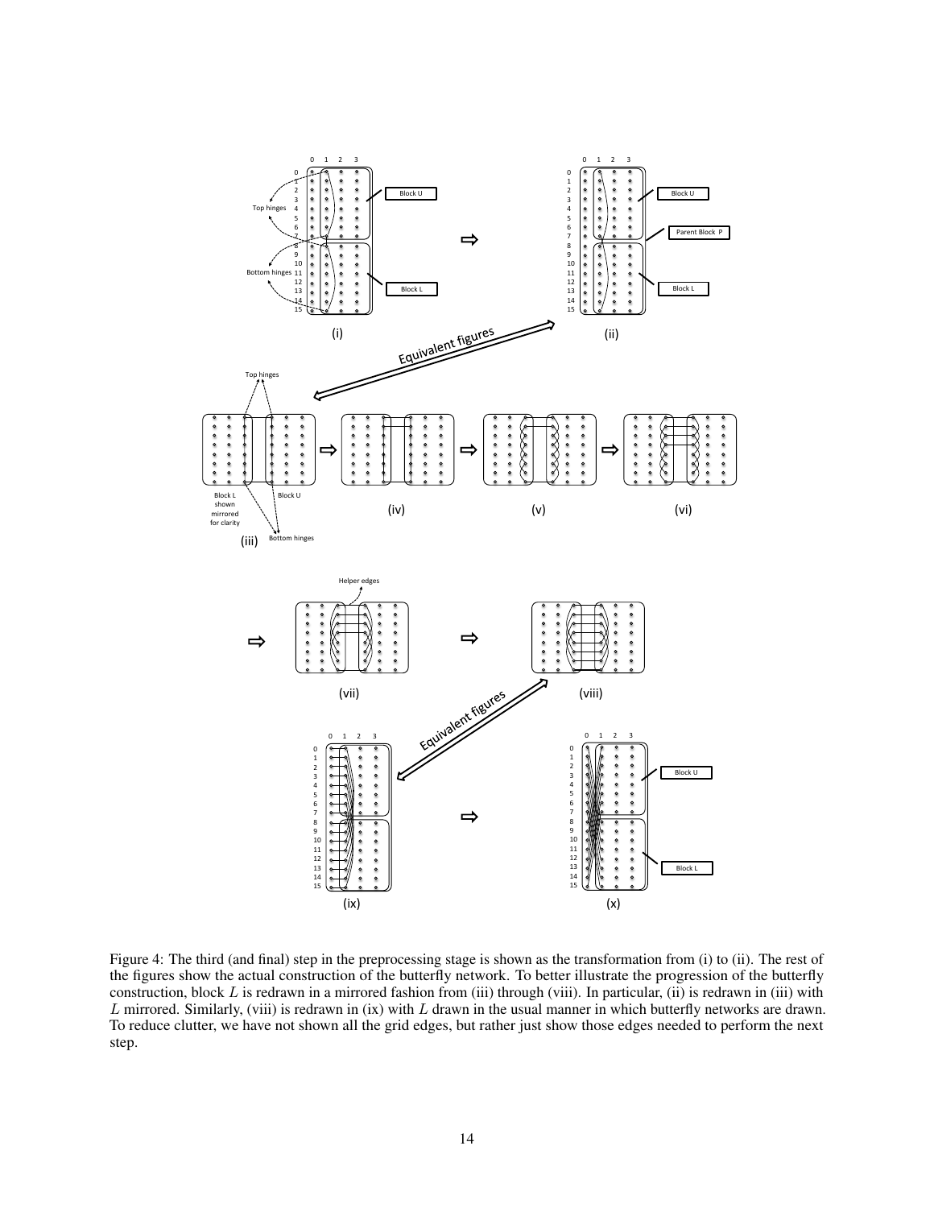Figure 4: The third (and final) step in the preprocessing stage is shown as the transformation from (i) to (ii). The rest of the figures show the actual construction of the butterfly network. To better illustrate the progression of the butterfly construction, block $L$ is redrawn in a mirrored fashion from (iii) through (viii). In particular, (ii) is redrawn in (iii) with $L$ mirrored. Similarly, (viii) is redrawn in (ix) with $L$ drawn in the usual manner in which butterfly networks are drawn. To reduce clutter, we have not shown all the grid edges, but rather just show those edges needed to perform the next step.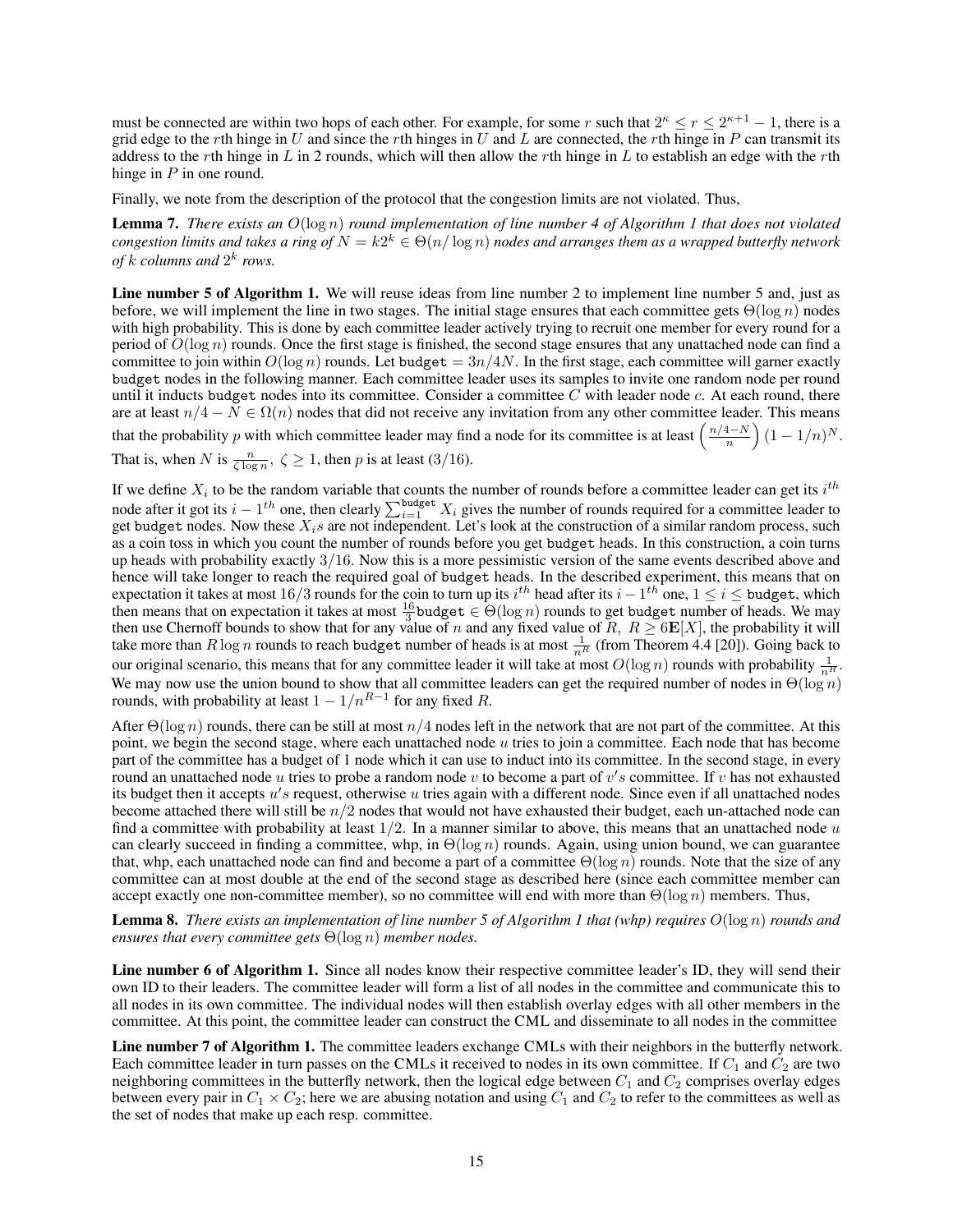must be connected are within two hops of each other. For example, for some $r$ such that $2^\kappa \leq r \leq 2^{\kappa+1} - 1$, there is a grid edge to the $r$th hinge in $U$ and since the $r$th hinges in $U$ and $L$ are connected, the $r$th hinge in $P$ can transmit its address to the $r$th hinge in $L$ in 2 rounds, which will then allow the $r$th hinge in $L$ to establish an edge with the $r$th hinge in $P$ in one round.

Finally, we note from the description of the protocol that the congestion limits are not violated. Thus,

**Lemma 7.** *There exists an $O(\log n)$ round implementation of line number 4 of Algorithm 1 that does not violated congestion limits and takes a ring of $N = k2^k \in \Theta(n/\log n)$ nodes and arranges them as a wrapped butterfly network of $k$ columns and $2^k$ rows.*

**Line number 5 of Algorithm 1.** We will reuse ideas from line number 2 to implement line number 5 and, just as before, we will implement the line in two stages. The initial stage ensures that each committee gets $\Theta(\log n)$ nodes with high probability. This is done by each committee leader actively trying to recruit one member for every round for a period of $O(\log n)$ rounds. Once the first stage is finished, the second stage ensures that any unattached node can find a committee to join within $O(\log n)$ rounds. Let $\texttt{budget} = 3n/4N$. In the first stage, each committee will garner exactly budget nodes in the following manner. Each committee leader uses its samples to invite one random node per round until it inducts budget nodes into its committee. Consider a committee $C$ with leader node $c$. At each round, there are at least $n/4 - N \in \Omega(n)$ nodes that did not receive any invitation from any other committee leader. This means that the probability $p$ with which committee leader may find a node for its committee is at least $\left(\frac{n/4-N}{n}\right)(1 - 1/n)^N$. That is, when $N$ is $\frac{n}{\zeta \log n}$, $\zeta \geq 1$, then $p$ is at least $(3/16)$.

If we define $X_i$ to be the random variable that counts the number of rounds before a committee leader can get its $i^{th}$ node after it got its $i - 1^{th}$ one, then clearly $\sum_{i=1}^{\texttt{budget}} X_i$ gives the number of rounds required for a committee leader to get budget nodes. Now these $X_i$s are not independent. Let's look at the construction of a similar random process, such as a coin toss in which you count the number of rounds before you get budget heads. In this construction, a coin turns up heads with probability exactly $3/16$. Now this is a more pessimistic version of the same events described above and hence will take longer to reach the required goal of budget heads. In the described experiment, this means that on expectation it takes at most $16/3$ rounds for the coin to turn up its $i^{th}$ head after its $i - 1^{th}$ one, $1 \leq i \leq \texttt{budget}$, which then means that on expectation it takes at most $\frac{16}{3}\texttt{budget} \in \Theta(\log n)$ rounds to get budget number of heads. We may then use Chernoff bounds to show that for any value of $n$ and any fixed value of $R$, $R \geq 6\mathbf{E}[X]$, the probability it will take more than $R \log n$ rounds to reach budget number of heads is at most $\frac{1}{n^R}$ (from Theorem 4.4 [20]). Going back to our original scenario, this means that for any committee leader it will take at most $O(\log n)$ rounds with probability $\frac{1}{n^R}$. We may now use the union bound to show that all committee leaders can get the required number of nodes in $\Theta(\log n)$ rounds, with probability at least $1 - 1/n^{R-1}$ for any fixed $R$.

After $\Theta(\log n)$ rounds, there can be still at most $n/4$ nodes left in the network that are not part of the committee. At this point, we begin the second stage, where each unattached node $u$ tries to join a committee. Each node that has become part of the committee has a budget of 1 node which it can use to induct into its committee. In the second stage, in every round an unattached node $u$ tries to probe a random node $v$ to become a part of $v's$ committee. If $v$ has not exhausted its budget then it accepts $u's$ request, otherwise $u$ tries again with a different node. Since even if all unattached nodes become attached there will still be $n/2$ nodes that would not have exhausted their budget, each un-attached node can find a committee with probability at least $1/2$. In a manner similar to above, this means that an unattached node $u$ can clearly succeed in finding a committee, whp, in $\Theta(\log n)$ rounds. Again, using union bound, we can guarantee that, whp, each unattached node can find and become a part of a committee $\Theta(\log n)$ rounds. Note that the size of any committee can at most double at the end of the second stage as described here (since each committee member can accept exactly one non-committee member), so no committee will end with more than $\Theta(\log n)$ members. Thus,

**Lemma 8.** *There exists an implementation of line number 5 of Algorithm 1 that (whp) requires $O(\log n)$ rounds and ensures that every committee gets $\Theta(\log n)$ member nodes.*

**Line number 6 of Algorithm 1.** Since all nodes know their respective committee leader's ID, they will send their own ID to their leaders. The committee leader will form a list of all nodes in the committee and communicate this to all nodes in its own committee. The individual nodes will then establish overlay edges with all other members in the committee. At this point, the committee leader can construct the CML and disseminate to all nodes in the committee

**Line number 7 of Algorithm 1.** The committee leaders exchange CMLs with their neighbors in the butterfly network. Each committee leader in turn passes on the CMLs it received to nodes in its own committee. If $C_1$ and $C_2$ are two neighboring committees in the butterfly network, then the logical edge between $C_1$ and $C_2$ comprises overlay edges between every pair in $C_1 \times C_2$; here we are abusing notation and using $C_1$ and $C_2$ to refer to the committees as well as the set of nodes that make up each resp. committee.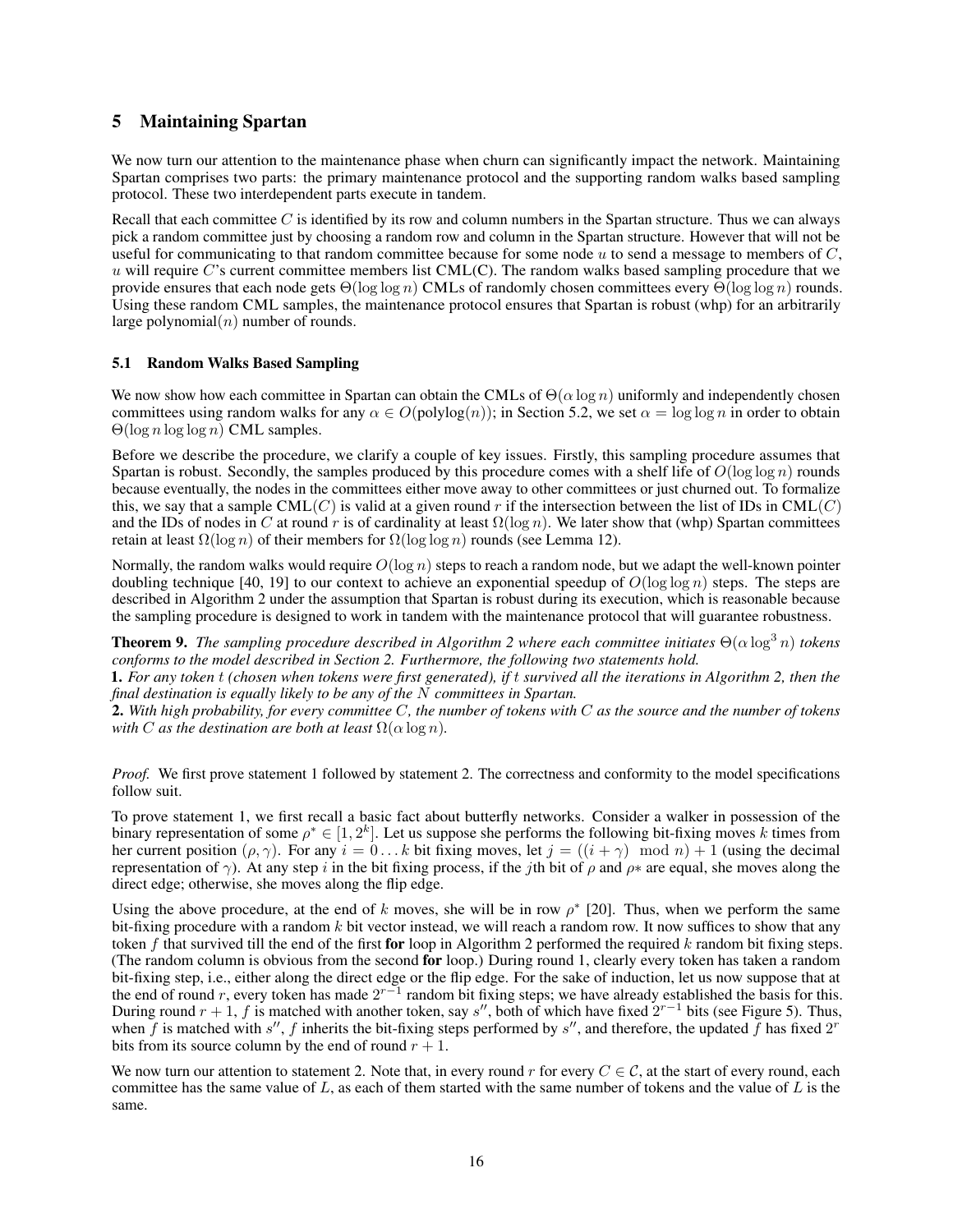## 5 Maintaining Spartan

We now turn our attention to the maintenance phase when churn can significantly impact the network. Maintaining Spartan comprises two parts: the primary maintenance protocol and the supporting random walks based sampling protocol. These two interdependent parts execute in tandem.

Recall that each committee $C$ is identified by its row and column numbers in the Spartan structure. Thus we can always pick a random committee just by choosing a random row and column in the Spartan structure. However that will not be useful for communicating to that random committee because for some node $u$ to send a message to members of $C$, $u$ will require $C$'s current committee members list CML(C). The random walks based sampling procedure that we provide ensures that each node gets $\Theta(\log \log n)$ CMLs of randomly chosen committees every $\Theta(\log \log n)$ rounds. Using these random CML samples, the maintenance protocol ensures that Spartan is robust (whp) for an arbitrarily large polynomial$(n)$ number of rounds.

### 5.1 Random Walks Based Sampling

We now show how each committee in Spartan can obtain the CMLs of $\Theta(\alpha \log n)$ uniformly and independently chosen committees using random walks for any $\alpha \in O(\text{polylog}(n))$; in Section 5.2, we set $\alpha = \log \log n$ in order to obtain $\Theta(\log n \log \log n)$ CML samples.

Before we describe the procedure, we clarify a couple of key issues. Firstly, this sampling procedure assumes that Spartan is robust. Secondly, the samples produced by this procedure comes with a shelf life of $O(\log \log n)$ rounds because eventually, the nodes in the committees either move away to other committees or just churned out. To formalize this, we say that a sample $\text{CML}(C)$ is valid at a given round $r$ if the intersection between the list of IDs in $\text{CML}(C)$ and the IDs of nodes in $C$ at round $r$ is of cardinality at least $\Omega(\log n)$. We later show that (whp) Spartan committees retain at least $\Omega(\log n)$ of their members for $\Omega(\log \log n)$ rounds (see Lemma 12).

Normally, the random walks would require $O(\log n)$ steps to reach a random node, but we adapt the well-known pointer doubling technique [40, 19] to our context to achieve an exponential speedup of $O(\log \log n)$ steps. The steps are described in Algorithm 2 under the assumption that Spartan is robust during its execution, which is reasonable because the sampling procedure is designed to work in tandem with the maintenance protocol that will guarantee robustness.

**Theorem 9.** *The sampling procedure described in Algorithm 2 where each committee initiates $\Theta(\alpha \log^3 n)$ tokens conforms to the model described in Section 2. Furthermore, the following two statements hold.*

**1.** *For any token $t$ (chosen when tokens were first generated), if $t$ survived all the iterations in Algorithm 2, then the final destination is equally likely to be any of the $N$ committees in Spartan.*

**2.** *With high probability, for every committee $C$, the number of tokens with $C$ as the source and the number of tokens with $C$ as the destination are both at least $\Omega(\alpha \log n)$.*

*Proof.* We first prove statement 1 followed by statement 2. The correctness and conformity to the model specifications follow suit.

To prove statement 1, we first recall a basic fact about butterfly networks. Consider a walker in possession of the binary representation of some $\rho^* \in [1, 2^k]$. Let us suppose she performs the following bit-fixing moves $k$ times from her current position $(\rho, \gamma)$. For any $i = 0 \dots k$ bit fixing moves, let $j = ((i + \gamma) \mod n) + 1$ (using the decimal representation of $\gamma$). At any step $i$ in the bit fixing process, if the $j$th bit of $\rho$ and $\rho*$ are equal, she moves along the direct edge; otherwise, she moves along the flip edge.

Using the above procedure, at the end of $k$ moves, she will be in row $\rho^*$ [20]. Thus, when we perform the same bit-fixing procedure with a random $k$ bit vector instead, we will reach a random row. It now suffices to show that any token $f$ that survived till the end of the first **for** loop in Algorithm 2 performed the required $k$ random bit fixing steps. (The random column is obvious from the second **for** loop.) During round 1, clearly every token has taken a random bit-fixing step, i.e., either along the direct edge or the flip edge. For the sake of induction, let us now suppose that at the end of round $r$, every token has made $2^{r-1}$ random bit fixing steps; we have already established the basis for this. During round $r + 1$, $f$ is matched with another token, say $s''$, both of which have fixed $2^{r-1}$ bits (see Figure 5). Thus, when $f$ is matched with $s''$, $f$ inherits the bit-fixing steps performed by $s''$, and therefore, the updated $f$ has fixed $2^r$ bits from its source column by the end of round $r + 1$.

We now turn our attention to statement 2. Note that, in every round $r$ for every $C \in \mathcal{C}$, at the start of every round, each committee has the same value of $L$, as each of them started with the same number of tokens and the value of $L$ is the same.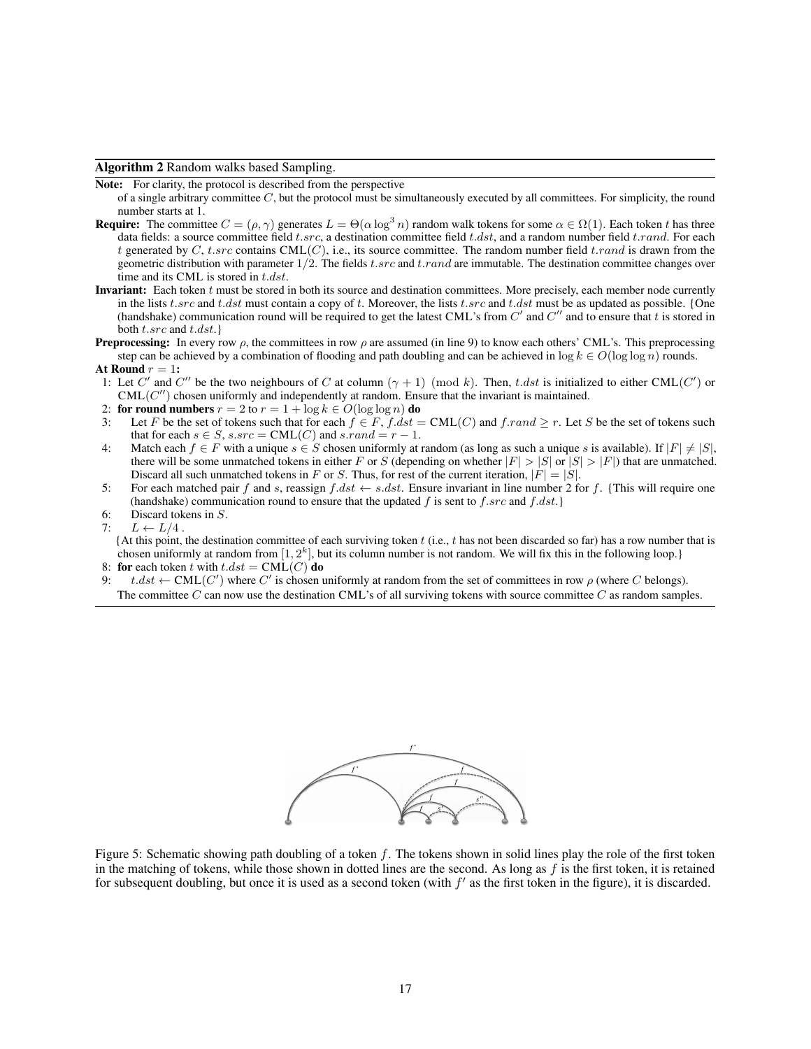**Algorithm 2** Random walks based Sampling.

**Note:** For clarity, the protocol is described from the perspective of a single arbitrary committee $C$, but the protocol must be simultaneously executed by all committees. For simplicity, the round number starts at 1.

**Require:** The committee $C = (\rho, \gamma)$ generates $L = \Theta(\alpha \log^3 n)$ random walk tokens for some $\alpha \in \Omega(1)$. Each token $t$ has three data fields: a source committee field $t.src$, a destination committee field $t.dst$, and a random number field $t.rand$. For each $t$ generated by $C$, $t.src$ contains $\text{CML}(C)$, i.e., its source committee. The random number field $t.rand$ is drawn from the geometric distribution with parameter $1/2$. The fields $t.src$ and $t.rand$ are immutable. The destination committee changes over time and its CML is stored in $t.dst$.

**Invariant:** Each token $t$ must be stored in both its source and destination committees. More precisely, each member node currently in the lists $t.src$ and $t.dst$ must contain a copy of $t$. Moreover, the lists $t.src$ and $t.dst$ must be as updated as possible. {One (handshake) communication round will be required to get the latest CML's from $C'$ and $C''$ and to ensure that $t$ is stored in both $t.src$ and $t.dst$.}

**Preprocessing:** In every row $\rho$, the committees in row $\rho$ are assumed (in line 9) to know each others' CML's. This preprocessing step can be achieved by a combination of flooding and path doubling and can be achieved in $\log k \in O(\log \log n)$ rounds.

**At Round $r = 1$:**

1: Let $C'$ and $C''$ be the two neighbours of $C$ at column $(\gamma + 1) \pmod k$. Then, $t.dst$ is initialized to either $\text{CML}(C')$ or $\text{CML}(C'')$ chosen uniformly and independently at random. Ensure that the invariant is maintained.

2: **for round numbers** $r = 2$ to $r = 1 + \log k \in O(\log \log n)$ **do**

3: Let $F$ be the set of tokens such that for each $f \in F$, $f.dst = \text{CML}(C)$ and $f.rand \geq r$. Let $S$ be the set of tokens such that for each $s \in S$, $s.src = \text{CML}(C)$ and $s.rand = r - 1$.

4: Match each $f \in F$ with a unique $s \in S$ chosen uniformly at random (as long as such a unique $s$ is available). If $|F| \neq |S|$, there will be some unmatched tokens in either $F$ or $S$ (depending on whether $|F| > |S|$ or $|S| > |F|$) that are unmatched. Discard all such unmatched tokens in $F$ or $S$. Thus, for rest of the current iteration, $|F| = |S|$.

5: For each matched pair $f$ and $s$, reassign $f.dst \leftarrow s.dst$. Ensure invariant in line number 2 for $f$. {This will require one (handshake) communication round to ensure that the updated $f$ is sent to $f.src$ and $f.dst$.}

6: Discard tokens in $S$.

7: $L \leftarrow L/4$.

{At this point, the destination committee of each surviving token $t$ (i.e., $t$ has not been discarded so far) has a row number that is chosen uniformly at random from $[1, 2^k]$, but its column number is not random. We will fix this in the following loop.}

8: **for** each token $t$ with $t.dst = \text{CML}(C)$ **do**

9: $t.dst \leftarrow \text{CML}(C')$ where $C'$ is chosen uniformly at random from the set of committees in row $\rho$ (where $C$ belongs).

The committee $C$ can now use the destination CML's of all surviving tokens with source committee $C$ as random samples.

Figure 5: Schematic showing path doubling of a token $f$. The tokens shown in solid lines play the role of the first token in the matching of tokens, while those shown in dotted lines are the second. As long as $f$ is the first token, it is retained for subsequent doubling, but once it is used as a second token (with $f'$ as the first token in the figure), it is discarded.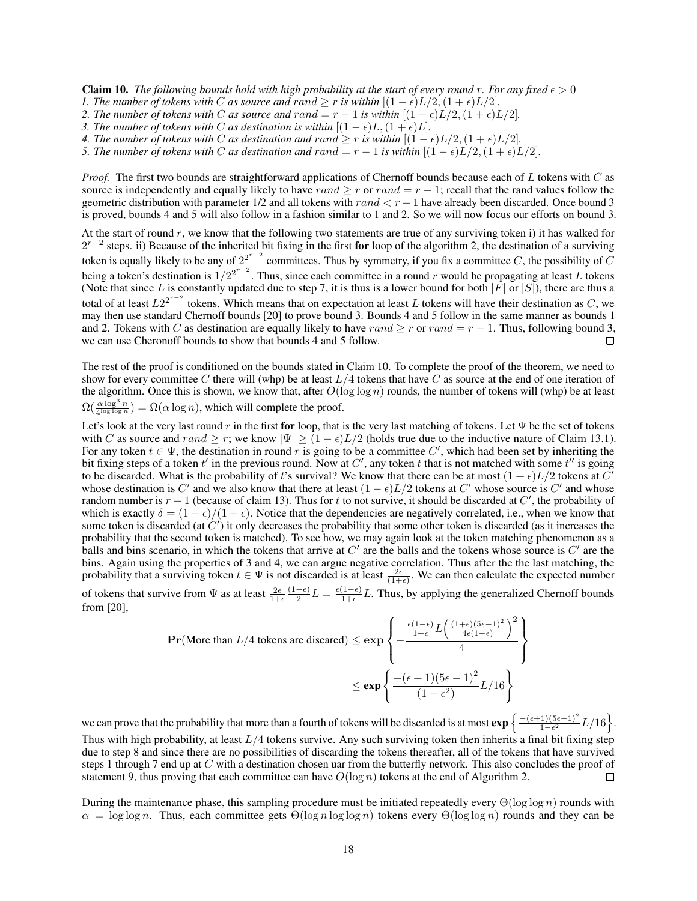**Claim 10.** *The following bounds hold with high probability at the start of every round $r$. For any fixed $\epsilon > 0$*
*1. The number of tokens with $C$ as source and $rand \geq r$ is within $[(1-\epsilon)L/2, (1+\epsilon)L/2]$.*
*2. The number of tokens with $C$ as source and $rand = r-1$ is within $[(1-\epsilon)L/2, (1+\epsilon)L/2]$.*
*3. The number of tokens with $C$ as destination is within $[(1-\epsilon)L, (1+\epsilon)L]$.*
*4. The number of tokens with $C$ as destination and $rand \geq r$ is within $[(1-\epsilon)L/2, (1+\epsilon)L/2]$.*
*5. The number of tokens with $C$ as destination and $rand = r-1$ is within $[(1-\epsilon)L/2, (1+\epsilon)L/2]$.*

*Proof.* The first two bounds are straightforward applications of Chernoff bounds because each of $L$ tokens with $C$ as source is independently and equally likely to have $rand \geq r$ or $rand = r-1$; recall that the rand values follow the geometric distribution with parameter 1/2 and all tokens with $rand < r-1$ have already been discarded. Once bound 3 is proved, bounds 4 and 5 will also follow in a fashion similar to 1 and 2. So we will now focus our efforts on bound 3.

At the start of round $r$, we know that the following two statements are true of any surviving token i) it has walked for $2^{r-2}$ steps. ii) Because of the inherited bit fixing in the first **for** loop of the algorithm 2, the destination of a surviving token is equally likely to be any of $2^{2^{r-2}}$ committees. Thus by symmetry, if you fix a committee $C$, the possibility of $C$ being a token's destination is $1/2^{2^{r-2}}$. Thus, since each committee in a round $r$ would be propagating at least $L$ tokens (Note that since $L$ is constantly updated due to step 7, it is thus is a lower bound for both $|F|$ or $|S|$), there are thus a total of at least $L2^{2^{r-2}}$ tokens. Which means that on expectation at least $L$ tokens will have their destination as $C$, we may then use standard Chernoff bounds [20] to prove bound 3. Bounds 4 and 5 follow in the same manner as bounds 1 and 2. Tokens with $C$ as destination are equally likely to have $rand \geq r$ or $rand = r-1$. Thus, following bound 3, we can use Cheronoff bounds to show that bounds 4 and 5 follow. □

The rest of the proof is conditioned on the bounds stated in Claim 10. To complete the proof of the theorem, we need to show for every committee $C$ there will (whp) be at least $L/4$ tokens that have $C$ as source at the end of one iteration of the algorithm. Once this is shown, we know that, after $O(\log \log n)$ rounds, the number of tokens will (whp) be at least $\Omega(\frac{\alpha \log^3 n}{4^{\log \log n}}) = \Omega(\alpha \log n)$, which will complete the proof.

Let's look at the very last round $r$ in the first **for** loop, that is the very last matching of tokens. Let $\Psi$ be the set of tokens with $C$ as source and $rand \geq r$; we know $|\Psi| \geq (1-\epsilon)L/2$ (holds true due to the inductive nature of Claim 13.1). For any token $t \in \Psi$, the destination in round $r$ is going to be a committee $C'$, which had been set by inheriting the bit fixing steps of a token $t'$ in the previous round. Now at $C'$, any token $t$ that is not matched with some $t''$ is going to be discarded. What is the probability of $t$'s survival? We know that there can be at most $(1+\epsilon)L/2$ tokens at $C'$ whose destination is $C'$ and we also know that there at least $(1-\epsilon)L/2$ tokens at $C'$ whose source is $C'$ and whose random number is $r-1$ (because of claim 13). Thus for $t$ to not survive, it should be discarded at $C'$, the probability of which is exactly $\delta = (1-\epsilon)/(1+\epsilon)$. Notice that the dependencies are negatively correlated, i.e., when we know that some token is discarded (at $C'$) it only decreases the probability that some other token is discarded (as it increases the probability that the second token is matched). To see how, we may again look at the token matching phenomenon as a balls and bins scenario, in which the tokens that arrive at $C'$ are the balls and the tokens whose source is $C'$ are the bins. Again using the properties of 3 and 4, we can argue negative correlation. Thus after the the last matching, the probability that a surviving token $t \in \Psi$ is not discarded is at least $\frac{2\epsilon}{(1+\epsilon)}$. We can then calculate the expected number of tokens that survive from $\Psi$ as at least $\frac{2\epsilon}{1+\epsilon}\frac{(1-\epsilon)}{2}L = \frac{\epsilon(1-\epsilon)}{1+\epsilon}L$. Thus, by applying the generalized Chernoff bounds from [20],

$$\mathbf{Pr}(\text{More than } L/4 \text{ tokens are discared}) \leq \mathbf{exp}\left\{-\frac{\frac{\epsilon(1-\epsilon)}{1+\epsilon}L\left(\frac{(1+\epsilon)(5\epsilon-1)^2}{4\epsilon(1-\epsilon)}\right)^2}{4}\right\}$$

$$\leq \mathbf{exp}\left\{\frac{-(\epsilon+1)(5\epsilon-1)^2}{(1-\epsilon^2)}L/16\right\}$$

we can prove that the probability that more than a fourth of tokens will be discarded is at most $\mathbf{exp}\left\{\frac{-(\epsilon+1)(5\epsilon-1)^2}{1-\epsilon^2}L/16\right\}$. Thus with high probability, at least $L/4$ tokens survive. Any such surviving token then inherits a final bit fixing step due to step 8 and since there are no possibilities of discarding the tokens thereafter, all of the tokens that have survived steps 1 through 7 end up at $C$ with a destination chosen uar from the butterfly network. This also concludes the proof of statement 9, thus proving that each committee can have $O(\log n)$ tokens at the end of Algorithm 2. □

During the maintenance phase, this sampling procedure must be initiated repeatedly every $\Theta(\log \log n)$ rounds with $\alpha = \log \log n$. Thus, each committee gets $\Theta(\log n \log \log n)$ tokens every $\Theta(\log \log n)$ rounds and they can be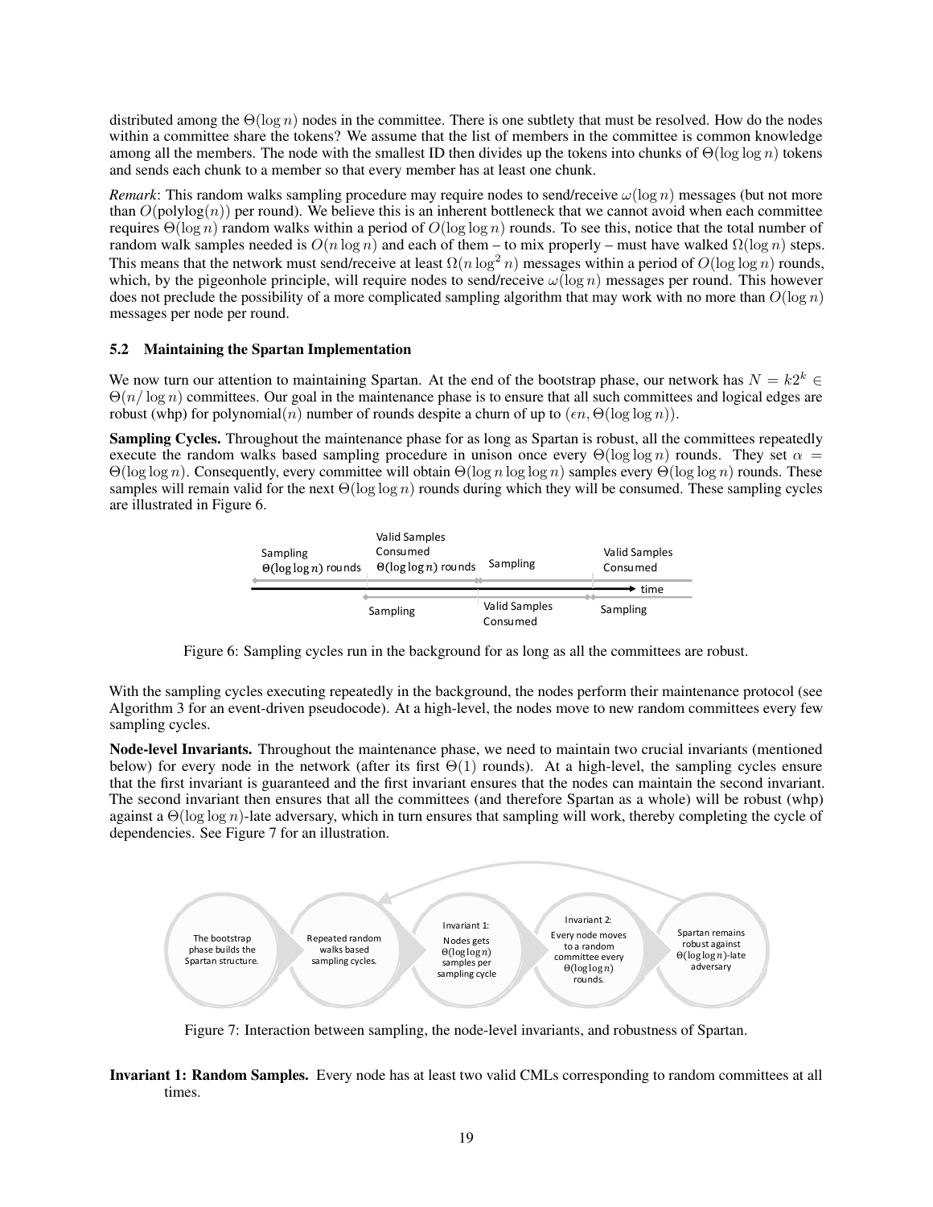distributed among the $\Theta(\log n)$ nodes in the committee. There is one subtlety that must be resolved. How do the nodes within a committee share the tokens? We assume that the list of members in the committee is common knowledge among all the members. The node with the smallest ID then divides up the tokens into chunks of $\Theta(\log \log n)$ tokens and sends each chunk to a member so that every member has at least one chunk.

*Remark*: This random walks sampling procedure may require nodes to send/receive $\omega(\log n)$ messages (but not more than $O(\text{polylog}(n))$ per round). We believe this is an inherent bottleneck that we cannot avoid when each committee requires $\Theta(\log n)$ random walks within a period of $O(\log \log n)$ rounds. To see this, notice that the total number of random walk samples needed is $O(n \log n)$ and each of them – to mix properly – must have walked $\Omega(\log n)$ steps. This means that the network must send/receive at least $\Omega(n \log^2 n)$ messages within a period of $O(\log \log n)$ rounds, which, by the pigeonhole principle, will require nodes to send/receive $\omega(\log n)$ messages per round. This however does not preclude the possibility of a more complicated sampling algorithm that may work with no more than $O(\log n)$ messages per node per round.

### 5.2 Maintaining the Spartan Implementation

We now turn our attention to maintaining Spartan. At the end of the bootstrap phase, our network has $N = k2^k \in \Theta(n/\log n)$ committees. Our goal in the maintenance phase is to ensure that all such committees and logical edges are robust (whp) for polynomial($n$) number of rounds despite a churn of up to $(\epsilon n, \Theta(\log \log n))$.

**Sampling Cycles.** Throughout the maintenance phase for as long as Spartan is robust, all the committees repeatedly execute the random walks based sampling procedure in unison once every $\Theta(\log \log n)$ rounds. They set $\alpha = \Theta(\log \log n)$. Consequently, every committee will obtain $\Theta(\log n \log \log n)$ samples every $\Theta(\log \log n)$ rounds. These samples will remain valid for the next $\Theta(\log \log n)$ rounds during which they will be consumed. These sampling cycles are illustrated in Figure 6.

Figure 6: Sampling cycles run in the background for as long as all the committees are robust.

With the sampling cycles executing repeatedly in the background, the nodes perform their maintenance protocol (see Algorithm 3 for an event-driven pseudocode). At a high-level, the nodes move to new random committees every few sampling cycles.

**Node-level Invariants.** Throughout the maintenance phase, we need to maintain two crucial invariants (mentioned below) for every node in the network (after its first $\Theta(1)$ rounds). At a high-level, the sampling cycles ensure that the first invariant is guaranteed and the first invariant ensures that the nodes can maintain the second invariant. The second invariant then ensures that all the committees (and therefore Spartan as a whole) will be robust (whp) against a $\Theta(\log \log n)$-late adversary, which in turn ensures that sampling will work, thereby completing the cycle of dependencies. See Figure 7 for an illustration.

Figure 7: Interaction between sampling, the node-level invariants, and robustness of Spartan.

**Invariant 1: Random Samples.** Every node has at least two valid CMLs corresponding to random committees at all times.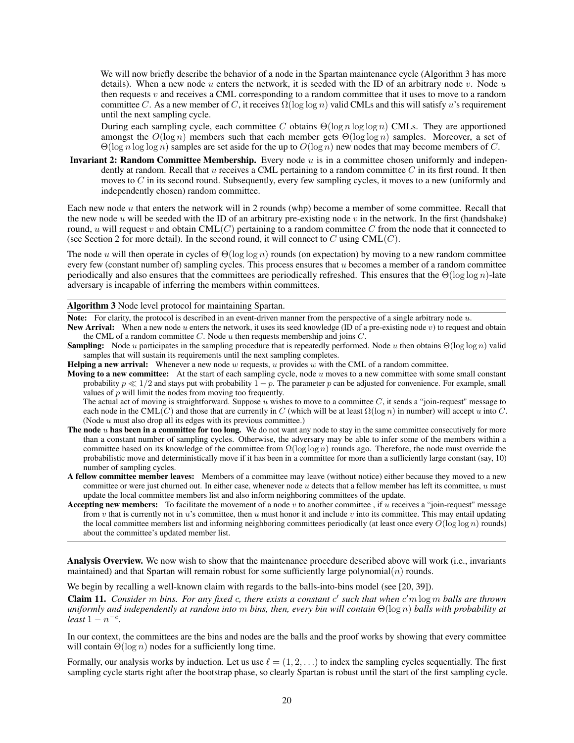We will now briefly describe the behavior of a node in the Spartan maintenance cycle (Algorithm 3 has more details). When a new node $u$ enters the network, it is seeded with the ID of an arbitrary node $v$. Node $u$ then requests $v$ and receives a CML corresponding to a random committee that it uses to move to a random committee $C$. As a new member of $C$, it receives $\Omega(\log \log n)$ valid CMLs and this will satisfy $u$'s requirement until the next sampling cycle.

During each sampling cycle, each committee $C$ obtains $\Theta(\log n \log \log n)$ CMLs. They are apportioned amongst the $O(\log n)$ members such that each member gets $\Theta(\log \log n)$ samples. Moreover, a set of $\Theta(\log n \log \log n)$ samples are set aside for the up to $O(\log n)$ new nodes that may become members of $C$.

**Invariant 2: Random Committee Membership.** Every node $u$ is in a committee chosen uniformly and independently at random. Recall that $u$ receives a CML pertaining to a random committee $C$ in its first round. It then moves to $C$ in its second round. Subsequently, every few sampling cycles, it moves to a new (uniformly and independently chosen) random committee.

Each new node $u$ that enters the network will in 2 rounds (whp) become a member of some committee. Recall that the new node $u$ will be seeded with the ID of an arbitrary pre-existing node $v$ in the network. In the first (handshake) round, $u$ will request $v$ and obtain $\text{CML}(C)$ pertaining to a random committee $C$ from the node that it connected to (see Section 2 for more detail). In the second round, it will connect to $C$ using $\text{CML}(C)$.

The node $u$ will then operate in cycles of $\Theta(\log \log n)$ rounds (on expectation) by moving to a new random committee every few (constant number of) sampling cycles. This process ensures that $u$ becomes a member of a random committee periodically and also ensures that the committees are periodically refreshed. This ensures that the $\Theta(\log \log n)$-late adversary is incapable of inferring the members within committees.

---

**Algorithm 3** Node level protocol for maintaining Spartan.

---

**Note:** For clarity, the protocol is described in an event-driven manner from the perspective of a single arbitrary node $u$.

**New Arrival:** When a new node $u$ enters the network, it uses its seed knowledge (ID of a pre-existing node $v$) to request and obtain the CML of a random committee $C$. Node $u$ then requests membership and joins $C$.

**Sampling:** Node $u$ participates in the sampling procedure that is repeatedly performed. Node $u$ then obtains $\Theta(\log \log n)$ valid samples that will sustain its requirements until the next sampling completes.

**Helping a new arrival:** Whenever a new node $w$ requests, $u$ provides $w$ with the CML of a random committee.

**Moving to a new committee:** At the start of each sampling cycle, node $u$ moves to a new committee with some small constant probability $p \ll 1/2$ and stays put with probability $1 - p$. The parameter $p$ can be adjusted for convenience. For example, small values of $p$ will limit the nodes from moving too frequently.
The actual act of moving is straightforward. Suppose $u$ wishes to move to a committee $C$, it sends a "join-request" message to each node in the $\text{CML}(C)$ and those that are currently in $C$ (which will be at least $\Omega(\log n)$ in number) will accept $u$ into $C$. (Node $u$ must also drop all its edges with its previous committee.)

**The node $u$ has been in a committee for too long.** We do not want any node to stay in the same committee consecutively for more than a constant number of sampling cycles. Otherwise, the adversary may be able to infer some of the members within a committee based on its knowledge of the committee from $\Omega(\log \log n)$ rounds ago. Therefore, the node must override the probabilistic move and deterministically move if it has been in a committee for more than a sufficiently large constant (say, 10) number of sampling cycles.

**A fellow committee member leaves:** Members of a committee may leave (without notice) either because they moved to a new committee or were just churned out. In either case, whenever node $u$ detects that a fellow member has left its committee, $u$ must update the local committee members list and also inform neighboring committees of the update.

**Accepting new members:** To facilitate the movement of a node $v$ to another committee , if $u$ receives a "join-request" message from $v$ that is currently not in $u$'s committee, then $u$ must honor it and include $v$ into its committee. This may entail updating the local committee members list and informing neighboring committees periodically (at least once every $O(\log \log n)$ rounds) about the committee's updated member list.

---

**Analysis Overview.** We now wish to show that the maintenance procedure described above will work (i.e., invariants maintained) and that Spartan will remain robust for some sufficiently large polynomial($n$) rounds.

We begin by recalling a well-known claim with regards to the balls-into-bins model (see [20, 39]).

**Claim 11.** *Consider $m$ bins. For any fixed $c$, there exists a constant $c'$ such that when $c'm \log m$ balls are thrown uniformly and independently at random into $m$ bins, then, every bin will contain $\Theta(\log n)$ balls with probability at least $1 - n^{-c}$.*

In our context, the committees are the bins and nodes are the balls and the proof works by showing that every committee will contain $\Theta(\log n)$ nodes for a sufficiently long time.

Formally, our analysis works by induction. Let us use $\ell = (1, 2, \ldots)$ to index the sampling cycles sequentially. The first sampling cycle starts right after the bootstrap phase, so clearly Spartan is robust until the start of the first sampling cycle.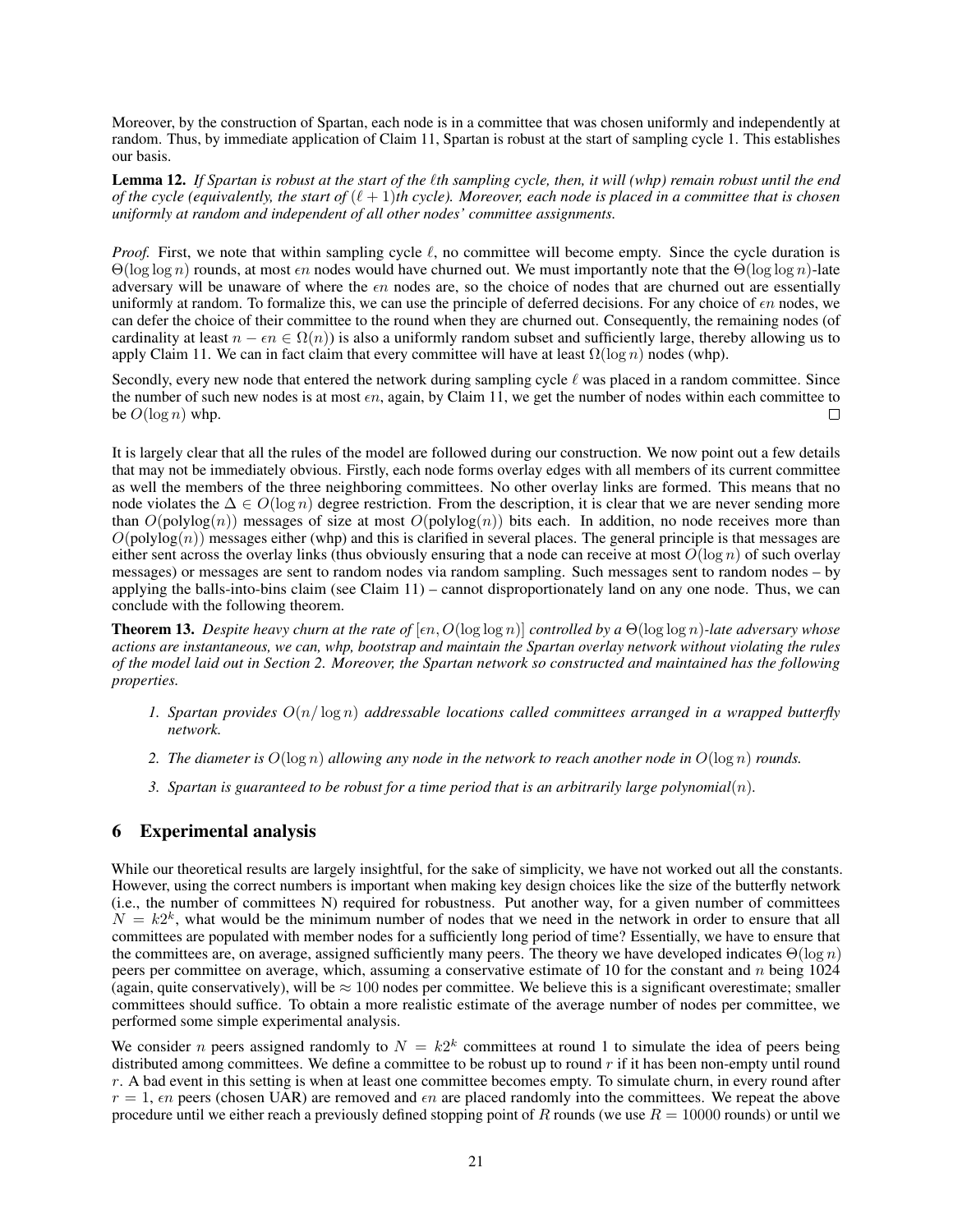Moreover, by the construction of Spartan, each node is in a committee that was chosen uniformly and independently at random. Thus, by immediate application of Claim 11, Spartan is robust at the start of sampling cycle 1. This establishes our basis.

**Lemma 12.** *If Spartan is robust at the start of the $\ell$th sampling cycle, then, it will (whp) remain robust until the end of the cycle (equivalently, the start of $(\ell+1)$th cycle). Moreover, each node is placed in a committee that is chosen uniformly at random and independent of all other nodes' committee assignments.*

*Proof.* First, we note that within sampling cycle $\ell$, no committee will become empty. Since the cycle duration is $\Theta(\log \log n)$ rounds, at most $\epsilon n$ nodes would have churned out. We must importantly note that the $\Theta(\log \log n)$-late adversary will be unaware of where the $\epsilon n$ nodes are, so the choice of nodes that are churned out are essentially uniformly at random. To formalize this, we can use the principle of deferred decisions. For any choice of $\epsilon n$ nodes, we can defer the choice of their committee to the round when they are churned out. Consequently, the remaining nodes (of cardinality at least $n - \epsilon n \in \Omega(n)$) is also a uniformly random subset and sufficiently large, thereby allowing us to apply Claim 11. We can in fact claim that every committee will have at least $\Omega(\log n)$ nodes (whp).

Secondly, every new node that entered the network during sampling cycle $\ell$ was placed in a random committee. Since the number of such new nodes is at most $\epsilon n$, again, by Claim 11, we get the number of nodes within each committee to be $O(\log n)$ whp. □

It is largely clear that all the rules of the model are followed during our construction. We now point out a few details that may not be immediately obvious. Firstly, each node forms overlay edges with all members of its current committee as well the members of the three neighboring committees. No other overlay links are formed. This means that no node violates the $\Delta \in O(\log n)$ degree restriction. From the description, it is clear that we are never sending more than $O(\text{polylog}(n))$ messages of size at most $O(\text{polylog}(n))$ bits each. In addition, no node receives more than $O(\text{polylog}(n))$ messages either (whp) and this is clarified in several places. The general principle is that messages are either sent across the overlay links (thus obviously ensuring that a node can receive at most $O(\log n)$ of such overlay messages) or messages are sent to random nodes via random sampling. Such messages sent to random nodes – by applying the balls-into-bins claim (see Claim 11) – cannot disproportionately land on any one node. Thus, we can conclude with the following theorem.

**Theorem 13.** *Despite heavy churn at the rate of $[\epsilon n, O(\log \log n)]$ controlled by a $\Theta(\log \log n)$-late adversary whose actions are instantaneous, we can, whp, bootstrap and maintain the Spartan overlay network without violating the rules of the model laid out in Section 2. Moreover, the Spartan network so constructed and maintained has the following properties.*

1. *Spartan provides $O(n/\log n)$ addressable locations called committees arranged in a wrapped butterfly network.*
2. *The diameter is $O(\log n)$ allowing any node in the network to reach another node in $O(\log n)$ rounds.*
3. *Spartan is guaranteed to be robust for a time period that is an arbitrarily large polynomial$(n)$.*

## 6 Experimental analysis

While our theoretical results are largely insightful, for the sake of simplicity, we have not worked out all the constants. However, using the correct numbers is important when making key design choices like the size of the butterfly network (i.e., the number of committees N) required for robustness. Put another way, for a given number of committees $N = k2^k$, what would be the minimum number of nodes that we need in the network in order to ensure that all committees are populated with member nodes for a sufficiently long period of time? Essentially, we have to ensure that the committees are, on average, assigned sufficiently many peers. The theory we have developed indicates $\Theta(\log n)$ peers per committee on average, which, assuming a conservative estimate of 10 for the constant and $n$ being 1024 (again, quite conservatively), will be $\approx 100$ nodes per committee. We believe this is a significant overestimate; smaller committees should suffice. To obtain a more realistic estimate of the average number of nodes per committee, we performed some simple experimental analysis.

We consider $n$ peers assigned randomly to $N = k2^k$ committees at round 1 to simulate the idea of peers being distributed among committees. We define a committee to be robust up to round $r$ if it has been non-empty until round $r$. A bad event in this setting is when at least one committee becomes empty. To simulate churn, in every round after $r = 1$, $\epsilon n$ peers (chosen UAR) are removed and $\epsilon n$ are placed randomly into the committees. We repeat the above procedure until we either reach a previously defined stopping point of $R$ rounds (we use $R = 10000$ rounds) or until we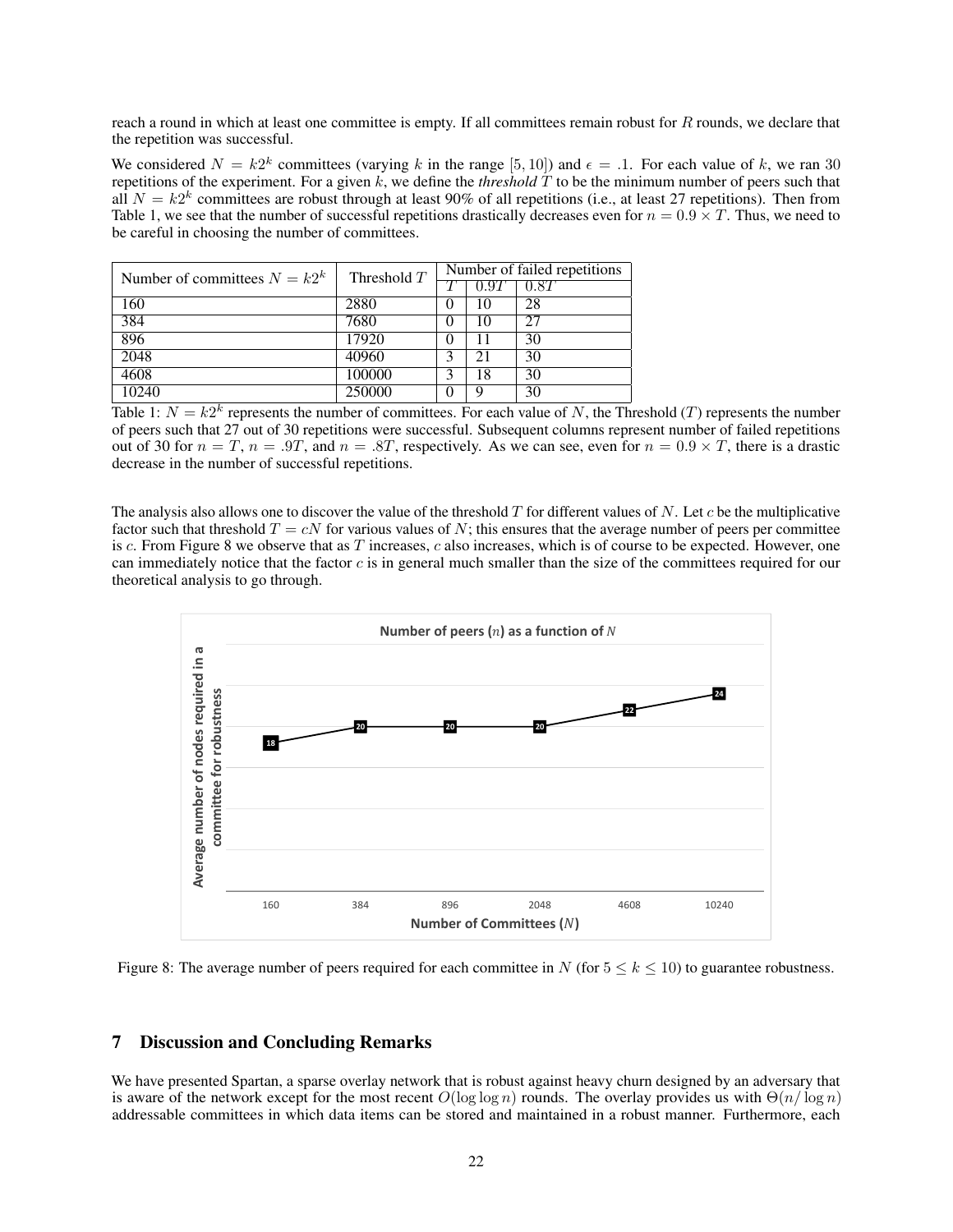reach a round in which at least one committee is empty. If all committees remain robust for $R$ rounds, we declare that the repetition was successful.

We considered $N = k2^k$ committees (varying $k$ in the range $[5, 10]$) and $\epsilon = .1$. For each value of $k$, we ran 30 repetitions of the experiment. For a given $k$, we define the *threshold* $T$ to be the minimum number of peers such that all $N = k2^k$ committees are robust through at least 90% of all repetitions (i.e., at least 27 repetitions). Then from Table 1, we see that the number of successful repetitions drastically decreases even for $n = 0.9 \times T$. Thus, we need to be careful in choosing the number of committees.

| Number of committees $N = k2^k$ | Threshold $T$ | Number of failed repetitions | | |
|---|---|---|---|---|
| | | $T$ | $0.9T$ | $0.8T$ |
| 160 | 2880 | 0 | 10 | 28 |
| 384 | 7680 | 0 | 10 | 27 |
| 896 | 17920 | 0 | 11 | 30 |
| 2048 | 40960 | 3 | 21 | 30 |
| 4608 | 100000 | 3 | 18 | 30 |
| 10240 | 250000 | 0 | 9 | 30 |

Table 1: $N = k2^k$ represents the number of committees. For each value of $N$, the Threshold ($T$) represents the number of peers such that 27 out of 30 repetitions were successful. Subsequent columns represent number of failed repetitions out of 30 for $n = T$, $n = .9T$, and $n = .8T$, respectively. As we can see, even for $n = 0.9 \times T$, there is a drastic decrease in the number of successful repetitions.

The analysis also allows one to discover the value of the threshold $T$ for different values of $N$. Let $c$ be the multiplicative factor such that threshold $T = cN$ for various values of $N$; this ensures that the average number of peers per committee is $c$. From Figure 8 we observe that as $T$ increases, $c$ also increases, which is of course to be expected. However, one can immediately notice that the factor $c$ is in general much smaller than the size of the committees required for our theoretical analysis to go through.

**Number of peers ($n$) as a function of $N$**

| Number of Committees ($N$) | 160 | 384 | 896 | 2048 | 4608 | 10240 |
|---|---|---|---|---|---|---|
| Average number of nodes required in a committee for robustness | 18 | 20 | 20 | 20 | 22 | 24 |

Figure 8: The average number of peers required for each committee in $N$ (for $5 \leq k \leq 10$) to guarantee robustness.

## 7 Discussion and Concluding Remarks

We have presented Spartan, a sparse overlay network that is robust against heavy churn designed by an adversary that is aware of the network except for the most recent $O(\log \log n)$ rounds. The overlay provides us with $\Theta(n/\log n)$ addressable committees in which data items can be stored and maintained in a robust manner. Furthermore, each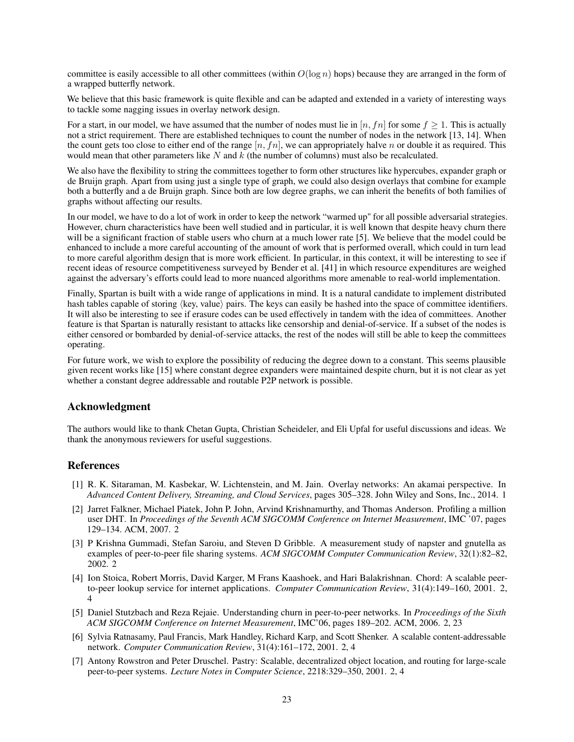committee is easily accessible to all other committees (within $O(\log n)$ hops) because they are arranged in the form of a wrapped butterfly network.

We believe that this basic framework is quite flexible and can be adapted and extended in a variety of interesting ways to tackle some nagging issues in overlay network design.

For a start, in our model, we have assumed that the number of nodes must lie in $[n, fn]$ for some $f \geq 1$. This is actually not a strict requirement. There are established techniques to count the number of nodes in the network [13, 14]. When the count gets too close to either end of the range $[n, fn]$, we can appropriately halve $n$ or double it as required. This would mean that other parameters like $N$ and $k$ (the number of columns) must also be recalculated.

We also have the flexibility to string the committees together to form other structures like hypercubes, expander graph or de Bruijn graph. Apart from using just a single type of graph, we could also design overlays that combine for example both a butterfly and a de Bruijn graph. Since both are low degree graphs, we can inherit the benefits of both families of graphs without affecting our results.

In our model, we have to do a lot of work in order to keep the network "warmed up" for all possible adversarial strategies. However, churn characteristics have been well studied and in particular, it is well known that despite heavy churn there will be a significant fraction of stable users who churn at a much lower rate [5]. We believe that the model could be enhanced to include a more careful accounting of the amount of work that is performed overall, which could in turn lead to more careful algorithm design that is more work efficient. In particular, in this context, it will be interesting to see if recent ideas of resource competitiveness surveyed by Bender et al. [41] in which resource expenditures are weighed against the adversary's efforts could lead to more nuanced algorithms more amenable to real-world implementation.

Finally, Spartan is built with a wide range of applications in mind. It is a natural candidate to implement distributed hash tables capable of storing $\langle$key, value$\rangle$ pairs. The keys can easily be hashed into the space of committee identifiers. It will also be interesting to see if erasure codes can be used effectively in tandem with the idea of committees. Another feature is that Spartan is naturally resistant to attacks like censorship and denial-of-service. If a subset of the nodes is either censored or bombarded by denial-of-service attacks, the rest of the nodes will still be able to keep the committees operating.

For future work, we wish to explore the possibility of reducing the degree down to a constant. This seems plausible given recent works like [15] where constant degree expanders were maintained despite churn, but it is not clear as yet whether a constant degree addressable and routable P2P network is possible.

## Acknowledgment

The authors would like to thank Chetan Gupta, Christian Scheideler, and Eli Upfal for useful discussions and ideas. We thank the anonymous reviewers for useful suggestions.

## References

[1] R. K. Sitaraman, M. Kasbekar, W. Lichtenstein, and M. Jain. Overlay networks: An akamai perspective. In *Advanced Content Delivery, Streaming, and Cloud Services*, pages 305–328. John Wiley and Sons, Inc., 2014. 1

[2] Jarret Falkner, Michael Piatek, John P. John, Arvind Krishnamurthy, and Thomas Anderson. Profiling a million user DHT. In *Proceedings of the Seventh ACM SIGCOMM Conference on Internet Measurement*, IMC '07, pages 129–134. ACM, 2007. 2

[3] P Krishna Gummadi, Stefan Saroiu, and Steven D Gribble. A measurement study of napster and gnutella as examples of peer-to-peer file sharing systems. *ACM SIGCOMM Computer Communication Review*, 32(1):82–82, 2002. 2

[4] Ion Stoica, Robert Morris, David Karger, M Frans Kaashoek, and Hari Balakrishnan. Chord: A scalable peer-to-peer lookup service for internet applications. *Computer Communication Review*, 31(4):149–160, 2001. 2, 4

[5] Daniel Stutzbach and Reza Rejaie. Understanding churn in peer-to-peer networks. In *Proceedings of the Sixth ACM SIGCOMM Conference on Internet Measurement*, IMC'06, pages 189–202. ACM, 2006. 2, 23

[6] Sylvia Ratnasamy, Paul Francis, Mark Handley, Richard Karp, and Scott Shenker. A scalable content-addressable network. *Computer Communication Review*, 31(4):161–172, 2001. 2, 4

[7] Antony Rowstron and Peter Druschel. Pastry: Scalable, decentralized object location, and routing for large-scale peer-to-peer systems. *Lecture Notes in Computer Science*, 2218:329–350, 2001. 2, 4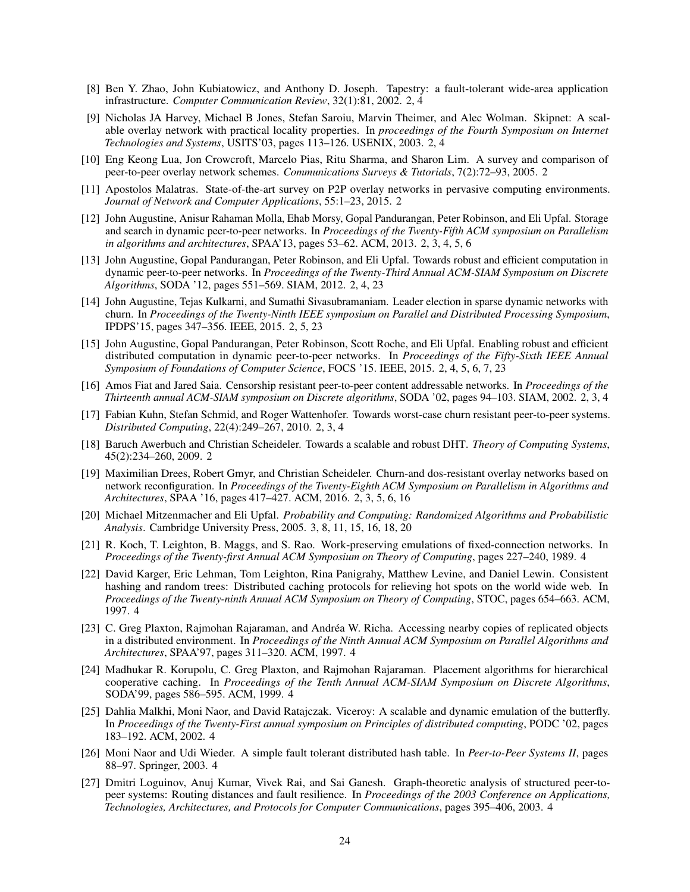[8] Ben Y. Zhao, John Kubiatowicz, and Anthony D. Joseph. Tapestry: a fault-tolerant wide-area application infrastructure. *Computer Communication Review*, 32(1):81, 2002. 2, 4

[9] Nicholas JA Harvey, Michael B Jones, Stefan Saroiu, Marvin Theimer, and Alec Wolman. Skipnet: A scalable overlay network with practical locality properties. In *proceedings of the Fourth Symposium on Internet Technologies and Systems*, USITS'03, pages 113–126. USENIX, 2003. 2, 4

[10] Eng Keong Lua, Jon Crowcroft, Marcelo Pias, Ritu Sharma, and Sharon Lim. A survey and comparison of peer-to-peer overlay network schemes. *Communications Surveys & Tutorials*, 7(2):72–93, 2005. 2

[11] Apostolos Malatras. State-of-the-art survey on P2P overlay networks in pervasive computing environments. *Journal of Network and Computer Applications*, 55:1–23, 2015. 2

[12] John Augustine, Anisur Rahaman Molla, Ehab Morsy, Gopal Pandurangan, Peter Robinson, and Eli Upfal. Storage and search in dynamic peer-to-peer networks. In *Proceedings of the Twenty-Fifth ACM symposium on Parallelism in algorithms and architectures*, SPAA'13, pages 53–62. ACM, 2013. 2, 3, 4, 5, 6

[13] John Augustine, Gopal Pandurangan, Peter Robinson, and Eli Upfal. Towards robust and efficient computation in dynamic peer-to-peer networks. In *Proceedings of the Twenty-Third Annual ACM-SIAM Symposium on Discrete Algorithms*, SODA '12, pages 551–569. SIAM, 2012. 2, 4, 23

[14] John Augustine, Tejas Kulkarni, and Sumathi Sivasubramaniam. Leader election in sparse dynamic networks with churn. In *Proceedings of the Twenty-Ninth IEEE symposium on Parallel and Distributed Processing Symposium*, IPDPS'15, pages 347–356. IEEE, 2015. 2, 5, 23

[15] John Augustine, Gopal Pandurangan, Peter Robinson, Scott Roche, and Eli Upfal. Enabling robust and efficient distributed computation in dynamic peer-to-peer networks. In *Proceedings of the Fifty-Sixth IEEE Annual Symposium of Foundations of Computer Science*, FOCS '15. IEEE, 2015. 2, 4, 5, 6, 7, 23

[16] Amos Fiat and Jared Saia. Censorship resistant peer-to-peer content addressable networks. In *Proceedings of the Thirteenth annual ACM-SIAM symposium on Discrete algorithms*, SODA '02, pages 94–103. SIAM, 2002. 2, 3, 4

[17] Fabian Kuhn, Stefan Schmid, and Roger Wattenhofer. Towards worst-case churn resistant peer-to-peer systems. *Distributed Computing*, 22(4):249–267, 2010. 2, 3, 4

[18] Baruch Awerbuch and Christian Scheideler. Towards a scalable and robust DHT. *Theory of Computing Systems*, 45(2):234–260, 2009. 2

[19] Maximilian Drees, Robert Gmyr, and Christian Scheideler. Churn-and dos-resistant overlay networks based on network reconfiguration. In *Proceedings of the Twenty-Eighth ACM Symposium on Parallelism in Algorithms and Architectures*, SPAA '16, pages 417–427. ACM, 2016. 2, 3, 5, 6, 16

[20] Michael Mitzenmacher and Eli Upfal. *Probability and Computing: Randomized Algorithms and Probabilistic Analysis*. Cambridge University Press, 2005. 3, 8, 11, 15, 16, 18, 20

[21] R. Koch, T. Leighton, B. Maggs, and S. Rao. Work-preserving emulations of fixed-connection networks. In *Proceedings of the Twenty-first Annual ACM Symposium on Theory of Computing*, pages 227–240, 1989. 4

[22] David Karger, Eric Lehman, Tom Leighton, Rina Panigrahy, Matthew Levine, and Daniel Lewin. Consistent hashing and random trees: Distributed caching protocols for relieving hot spots on the world wide web. In *Proceedings of the Twenty-ninth Annual ACM Symposium on Theory of Computing*, STOC, pages 654–663. ACM, 1997. 4

[23] C. Greg Plaxton, Rajmohan Rajaraman, and Andréa W. Richa. Accessing nearby copies of replicated objects in a distributed environment. In *Proceedings of the Ninth Annual ACM Symposium on Parallel Algorithms and Architectures*, SPAA'97, pages 311–320. ACM, 1997. 4

[24] Madhukar R. Korupolu, C. Greg Plaxton, and Rajmohan Rajaraman. Placement algorithms for hierarchical cooperative caching. In *Proceedings of the Tenth Annual ACM-SIAM Symposium on Discrete Algorithms*, SODA'99, pages 586–595. ACM, 1999. 4

[25] Dahlia Malkhi, Moni Naor, and David Ratajczak. Viceroy: A scalable and dynamic emulation of the butterfly. In *Proceedings of the Twenty-First annual symposium on Principles of distributed computing*, PODC '02, pages 183–192. ACM, 2002. 4

[26] Moni Naor and Udi Wieder. A simple fault tolerant distributed hash table. In *Peer-to-Peer Systems II*, pages 88–97. Springer, 2003. 4

[27] Dmitri Loguinov, Anuj Kumar, Vivek Rai, and Sai Ganesh. Graph-theoretic analysis of structured peer-to-peer systems: Routing distances and fault resilience. In *Proceedings of the 2003 Conference on Applications, Technologies, Architectures, and Protocols for Computer Communications*, pages 395–406, 2003. 4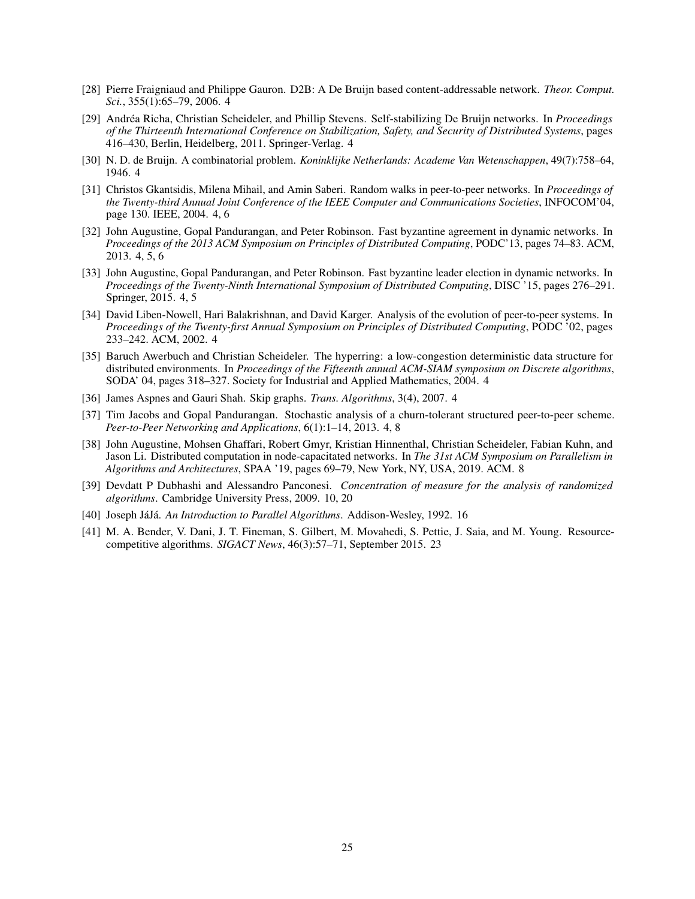[28] Pierre Fraigniaud and Philippe Gauron. D2B: A De Bruijn based content-addressable network. *Theor. Comput. Sci.*, 355(1):65–79, 2006. 4

[29] Andréa Richa, Christian Scheideler, and Phillip Stevens. Self-stabilizing De Bruijn networks. In *Proceedings of the Thirteenth International Conference on Stabilization, Safety, and Security of Distributed Systems*, pages 416–430, Berlin, Heidelberg, 2011. Springer-Verlag. 4

[30] N. D. de Bruijn. A combinatorial problem. *Koninklijke Netherlands: Academe Van Wetenschappen*, 49(7):758–64, 1946. 4

[31] Christos Gkantsidis, Milena Mihail, and Amin Saberi. Random walks in peer-to-peer networks. In *Proceedings of the Twenty-third Annual Joint Conference of the IEEE Computer and Communications Societies*, INFOCOM'04, page 130. IEEE, 2004. 4, 6

[32] John Augustine, Gopal Pandurangan, and Peter Robinson. Fast byzantine agreement in dynamic networks. In *Proceedings of the 2013 ACM Symposium on Principles of Distributed Computing*, PODC'13, pages 74–83. ACM, 2013. 4, 5, 6

[33] John Augustine, Gopal Pandurangan, and Peter Robinson. Fast byzantine leader election in dynamic networks. In *Proceedings of the Twenty-Ninth International Symposium of Distributed Computing*, DISC '15, pages 276–291. Springer, 2015. 4, 5

[34] David Liben-Nowell, Hari Balakrishnan, and David Karger. Analysis of the evolution of peer-to-peer systems. In *Proceedings of the Twenty-first Annual Symposium on Principles of Distributed Computing*, PODC '02, pages 233–242. ACM, 2002. 4

[35] Baruch Awerbuch and Christian Scheideler. The hyperring: a low-congestion deterministic data structure for distributed environments. In *Proceedings of the Fifteenth annual ACM-SIAM symposium on Discrete algorithms*, SODA' 04, pages 318–327. Society for Industrial and Applied Mathematics, 2004. 4

[36] James Aspnes and Gauri Shah. Skip graphs. *Trans. Algorithms*, 3(4), 2007. 4

[37] Tim Jacobs and Gopal Pandurangan. Stochastic analysis of a churn-tolerant structured peer-to-peer scheme. *Peer-to-Peer Networking and Applications*, 6(1):1–14, 2013. 4, 8

[38] John Augustine, Mohsen Ghaffari, Robert Gmyr, Kristian Hinnenthal, Christian Scheideler, Fabian Kuhn, and Jason Li. Distributed computation in node-capacitated networks. In *The 31st ACM Symposium on Parallelism in Algorithms and Architectures*, SPAA '19, pages 69–79, New York, NY, USA, 2019. ACM. 8

[39] Devdatt P Dubhashi and Alessandro Panconesi. *Concentration of measure for the analysis of randomized algorithms*. Cambridge University Press, 2009. 10, 20

[40] Joseph JáJá. *An Introduction to Parallel Algorithms*. Addison-Wesley, 1992. 16

[41] M. A. Bender, V. Dani, J. T. Fineman, S. Gilbert, M. Movahedi, S. Pettie, J. Saia, and M. Young. Resource-competitive algorithms. *SIGACT News*, 46(3):57–71, September 2015. 23